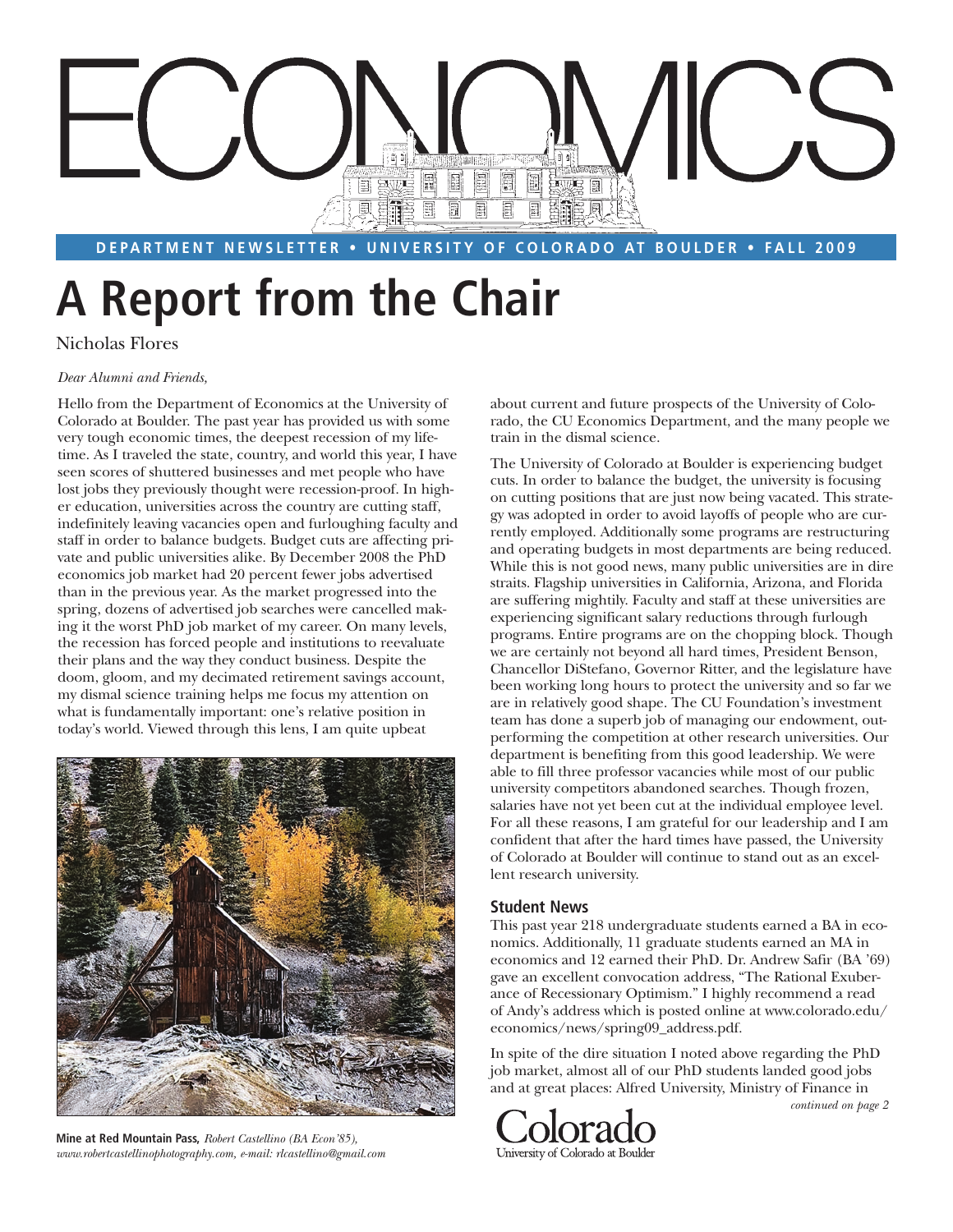# ECONOMICS

DEPARTMENT NEWSLETTER • UNIVERSITY OF COLORADO AT BOULDER • FALL 2009

# A Report from the Chair

Nicholas Flores

*Dear Alumni and Friends,*

Hello from the Department of Economics at the University of Colorado at Boulder. The past year has provided us with some very tough economic times, the deepest recession of my lifetime. As I traveled the state, country, and world this year, I have seen scores of shuttered businesses and met people who have lost jobs they previously thought were recession-proof. In higher education, universities across the country are cutting staff, indefinitely leaving vacancies open and furloughing faculty and staff in order to balance budgets. Budget cuts are affecting private and public universities alike. By December 2008 the PhD economics job market had 20 percent fewer jobs advertised than in the previous year. As the market progressed into the spring, dozens of advertised job searches were cancelled making it the worst PhD job market of my career. On many levels, the recession has forced people and institutions to reevaluate their plans and the way they conduct business. Despite the doom, gloom, and my decimated retirement savings account, my dismal science training helps me focus my attention on what is fundamentally important: one's relative position in today's world. Viewed through this lens, I am quite upbeat about current and future prospects of the University of Colorado, the CU Economics Department, and the many people we train in the dismal science.

**Mine at Red Mountain Pass,** *Robert Castellino (BA Econ'85), www.robertcastellinophotography.com, e-mail: rlcastellino@gmail.com*

The University of Colorado at Boulder is experiencing budget cuts. In order to balance the budget, the university is focusing on cutting positions that are just now being vacated. This strategy was adopted in order to avoid layoffs of people who are currently employed. Additionally some programs are restructuring and operating budgets in most departments are being reduced. While this is not good news, many public universities are in dire straits. Flagship universities in California, Arizona, and Florida are suffering mightily. Faculty and staff at these universities are experiencing significant salary reductions through furlough programs. Entire programs are on the chopping block. Though we are certainly not beyond all hard times, President Benson, Chancellor DiStefano, Governor Ritter, and the legislature have been working long hours to protect the university and so far we are in relatively good shape. The CU Foundation's investment team has done a superb job of managing our endowment, outperforming the competition at other research universities. Our department is benefiting from this good leadership. We were able to fill three professor vacancies while most of our public university competitors abandoned searches. Though frozen, salaries have not yet been cut at the individual employee level. For all these reasons, I am grateful for our leadership and I am confident that after the hard times have passed, the University of Colorado at Boulder will continue to stand out as an excellent research university.

### Student News

This past year 218 undergraduate students earned a BA in economics. Additionally, 11 graduate students earned an MA in economics and 12 earned their PhD. Dr. Andrew Safir (BA '69) gave an excellent convocation address, "The Rational Exuberance of Recessionary Optimism." I highly recommend a read of Andy's address which is posted online at www.colorado.edu/economics/news/spring09_address.pdf.

In spite of the dire situation I noted above regarding the PhD job market, almost all of our PhD students landed good jobs and at great places: Alfred University, Ministry of Finance in

*continued on page 2*

Colorado
University of Colorado at Boulder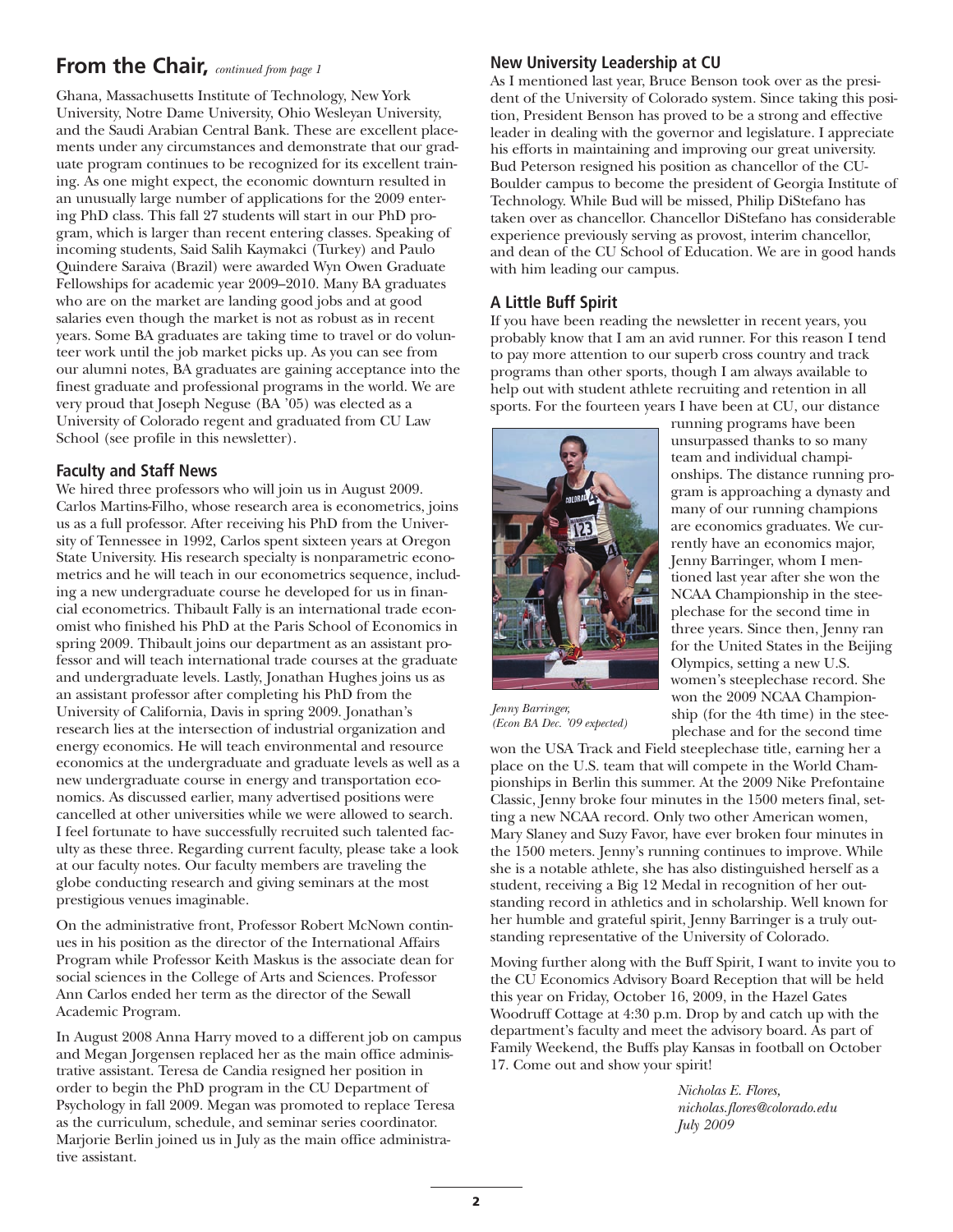## From the Chair, *continued from page 1*

Ghana, Massachusetts Institute of Technology, New York University, Notre Dame University, Ohio Wesleyan University, and the Saudi Arabian Central Bank. These are excellent placements under any circumstances and demonstrate that our graduate program continues to be recognized for its excellent training. As one might expect, the economic downturn resulted in an unusually large number of applications for the 2009 entering PhD class. This fall 27 students will start in our PhD program, which is larger than recent entering classes. Speaking of incoming students, Said Salih Kaymakci (Turkey) and Paulo Quindere Saraiva (Brazil) were awarded Wyn Owen Graduate Fellowships for academic year 2009–2010. Many BA graduates who are on the market are landing good jobs and at good salaries even though the market is not as robust as in recent years. Some BA graduates are taking time to travel or do volunteer work until the job market picks up. As you can see from our alumni notes, BA graduates are gaining acceptance into the finest graduate and professional programs in the world. We are very proud that Joseph Neguse (BA '05) was elected as a University of Colorado regent and graduated from CU Law School (see profile in this newsletter).

### Faculty and Staff News

We hired three professors who will join us in August 2009. Carlos Martins-Filho, whose research area is econometrics, joins us as a full professor. After receiving his PhD from the University of Tennessee in 1992, Carlos spent sixteen years at Oregon State University. His research specialty is nonparametric econometrics and he will teach in our econometrics sequence, including a new undergraduate course he developed for us in financial econometrics. Thibault Fally is an international trade economist who finished his PhD at the Paris School of Economics in spring 2009. Thibault joins our department as an assistant professor and will teach international trade courses at the graduate and undergraduate levels. Lastly, Jonathan Hughes joins us as an assistant professor after completing his PhD from the University of California, Davis in spring 2009. Jonathan's research lies at the intersection of industrial organization and energy economics. He will teach environmental and resource economics at the undergraduate and graduate levels as well as a new undergraduate course in energy and transportation economics. As discussed earlier, many advertised positions were cancelled at other universities while we were allowed to search. I feel fortunate to have successfully recruited such talented faculty as these three. Regarding current faculty, please take a look at our faculty notes. Our faculty members are traveling the globe conducting research and giving seminars at the most prestigious venues imaginable.

On the administrative front, Professor Robert McNown continues in his position as the director of the International Affairs Program while Professor Keith Maskus is the associate dean for social sciences in the College of Arts and Sciences. Professor Ann Carlos ended her term as the director of the Sewall Academic Program.

In August 2008 Anna Harry moved to a different job on campus and Megan Jorgensen replaced her as the main office administrative assistant. Teresa de Candia resigned her position in order to begin the PhD program in the CU Department of Psychology in fall 2009. Megan was promoted to replace Teresa as the curriculum, schedule, and seminar series coordinator. Marjorie Berlin joined us in July as the main office administrative assistant.

### New University Leadership at CU

As I mentioned last year, Bruce Benson took over as the president of the University of Colorado system. Since taking this position, President Benson has proved to be a strong and effective leader in dealing with the governor and legislature. I appreciate his efforts in maintaining and improving our great university. Bud Peterson resigned his position as chancellor of the CU-Boulder campus to become the president of Georgia Institute of Technology. While Bud will be missed, Philip DiStefano has taken over as chancellor. Chancellor DiStefano has considerable experience previously serving as provost, interim chancellor, and dean of the CU School of Education. We are in good hands with him leading our campus.

### A Little Buff Spirit

If you have been reading the newsletter in recent years, you probably know that I am an avid runner. For this reason I tend to pay more attention to our superb cross country and track programs than other sports, though I am always available to help out with student athlete recruiting and retention in all sports. For the fourteen years I have been at CU, our distance running programs have been unsurpassed thanks to so many team and individual championships. The distance running program is approaching a dynasty and many of our running champions are economics graduates. We currently have an economics major, Jenny Barringer, whom I mentioned last year after she won the NCAA Championship in the steeplechase for the second time in three years. Since then, Jenny ran for the United States in the Beijing Olympics, setting a new U.S. women's steeplechase record. She won the 2009 NCAA Championship (for the 4th time) in the steeplechase and for the second time won the USA Track and Field steeplechase title, earning her a place on the U.S. team that will compete in the World Championships in Berlin this summer. At the 2009 Nike Prefontaine Classic, Jenny broke four minutes in the 1500 meters final, setting a new NCAA record. Only two other American women, Mary Slaney and Suzy Favor, have ever broken four minutes in the 1500 meters. Jenny's running continues to improve. While she is a notable athlete, she has also distinguished herself as a student, receiving a Big 12 Medal in recognition of her outstanding record in athletics and in scholarship. Well known for her humble and grateful spirit, Jenny Barringer is a truly outstanding representative of the University of Colorado.

*Jenny Barringer, (Econ BA Dec. '09 expected)*

Moving further along with the Buff Spirit, I want to invite you to the CU Economics Advisory Board Reception that will be held this year on Friday, October 16, 2009, in the Hazel Gates Woodruff Cottage at 4:30 p.m. Drop by and catch up with the department's faculty and meet the advisory board. As part of Family Weekend, the Buffs play Kansas in football on October 17. Come out and show your spirit!

*Nicholas E. Flores,*
*nicholas.flores@colorado.edu*
*July 2009*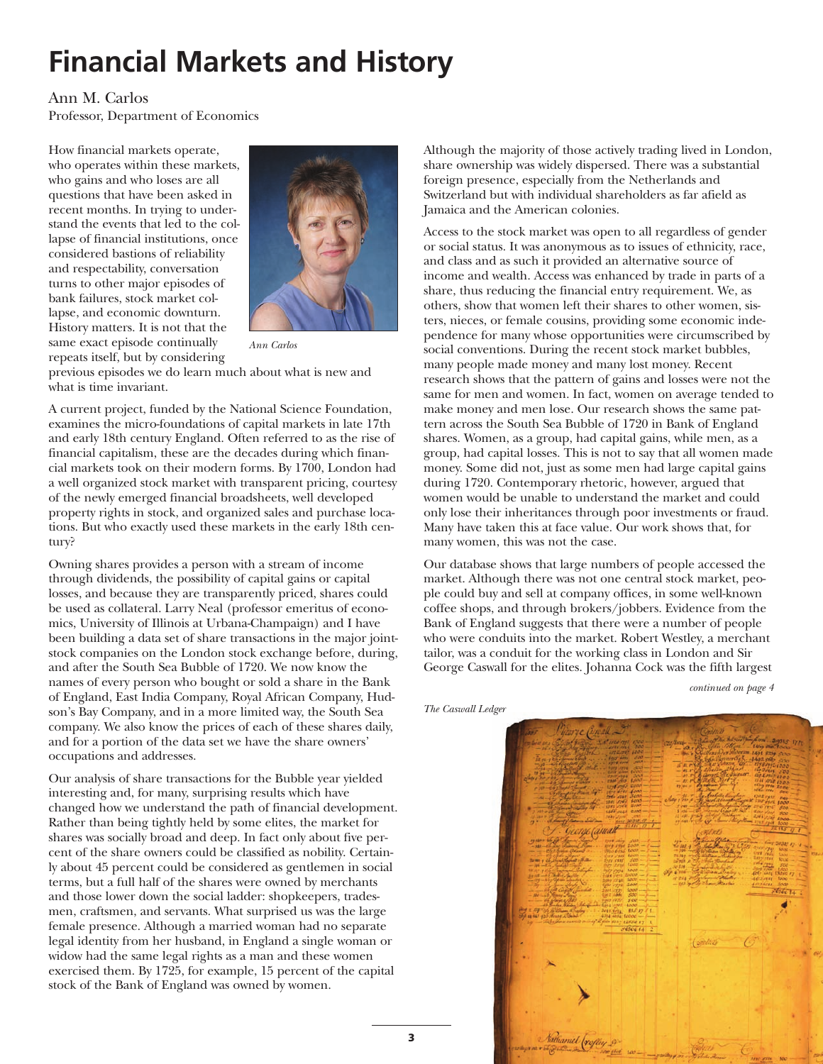# Financial Markets and History

Ann M. Carlos
Professor, Department of Economics

How financial markets operate, who operates within these markets, who gains and who loses are all questions that have been asked in recent months. In trying to understand the events that led to the collapse of financial institutions, once considered bastions of reliability and respectability, conversation turns to other major episodes of bank failures, stock market collapse, and economic downturn. History matters. It is not that the same exact episode continually repeats itself, but by considering previous episodes we do learn much about what is new and what is time invariant.

*Ann Carlos*

A current project, funded by the National Science Foundation, examines the micro-foundations of capital markets in late 17th and early 18th century England. Often referred to as the rise of financial capitalism, these are the decades during which financial markets took on their modern forms. By 1700, London had a well organized stock market with transparent pricing, courtesy of the newly emerged financial broadsheets, well developed property rights in stock, and organized sales and purchase locations. But who exactly used these markets in the early 18th century?

Owning shares provides a person with a stream of income through dividends, the possibility of capital gains or capital losses, and because they are transparently priced, shares could be used as collateral. Larry Neal (professor emeritus of economics, University of Illinois at Urbana-Champaign) and I have been building a data set of share transactions in the major joint-stock companies on the London stock exchange before, during, and after the South Sea Bubble of 1720. We now know the names of every person who bought or sold a share in the Bank of England, East India Company, Royal African Company, Hudson's Bay Company, and in a more limited way, the South Sea company. We also know the prices of each of these shares daily, and for a portion of the data set we have the share owners' occupations and addresses.

Our analysis of share transactions for the Bubble year yielded interesting and, for many, surprising results which have changed how we understand the path of financial development. Rather than being tightly held by some elites, the market for shares was socially broad and deep. In fact only about five percent of the share owners could be classified as nobility. Certainly about 45 percent could be considered as gentlemen in social terms, but a full half of the shares were owned by merchants and those lower down the social ladder: shopkeepers, tradesmen, craftsmen, and servants. What surprised us was the large female presence. Although a married woman had no separate legal identity from her husband, in England a single woman or widow had the same legal rights as a man and these women exercised them. By 1725, for example, 15 percent of the capital stock of the Bank of England was owned by women.

Although the majority of those actively trading lived in London, share ownership was widely dispersed. There was a substantial foreign presence, especially from the Netherlands and Switzerland but with individual shareholders as far afield as Jamaica and the American colonies.

Access to the stock market was open to all regardless of gender or social status. It was anonymous as to issues of ethnicity, race, and class and as such it provided an alternative source of income and wealth. Access was enhanced by trade in parts of a share, thus reducing the financial entry requirement. We, as others, show that women left their shares to other women, sisters, nieces, or female cousins, providing some economic independence for many whose opportunities were circumscribed by social conventions. During the recent stock market bubbles, many people made money and many lost money. Recent research shows that the pattern of gains and losses were not the same for men and women. In fact, women on average tended to make money and men lose. Our research shows the same pattern across the South Sea Bubble of 1720 in Bank of England shares. Women, as a group, had capital gains, while men, as a group, had capital losses. This is not to say that all women made money. Some did not, just as some men had large capital gains during 1720. Contemporary rhetoric, however, argued that women would be unable to understand the market and could only lose their inheritances through poor investments or fraud. Many have taken this at face value. Our work shows that, for many women, this was not the case.

Our database shows that large numbers of people accessed the market. Although there was not one central stock market, people could buy and sell at company offices, in some well-known coffee shops, and through brokers/jobbers. Evidence from the Bank of England suggests that there were a number of people who were conduits into the market. Robert Westley, a merchant tailor, was a conduit for the working class in London and Sir George Caswall for the elites. Johanna Cock was the fifth largest

*continued on page 4*

*The Caswall Ledger*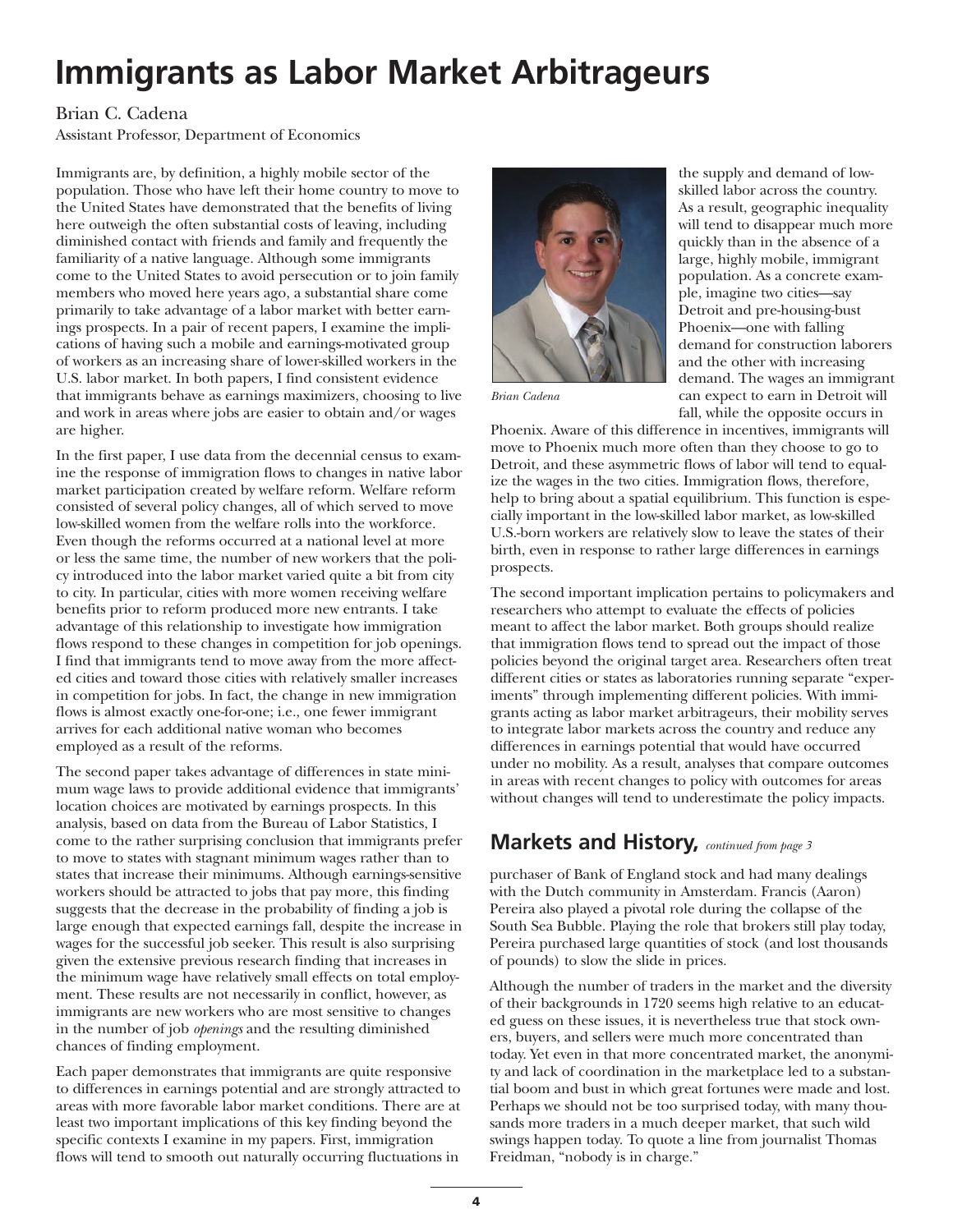# Immigrants as Labor Market Arbitrageurs

Brian C. Cadena

Assistant Professor, Department of Economics

Immigrants are, by definition, a highly mobile sector of the population. Those who have left their home country to move to the United States have demonstrated that the benefits of living here outweigh the often substantial costs of leaving, including diminished contact with friends and family and frequently the familiarity of a native language. Although some immigrants come to the United States to avoid persecution or to join family members who moved here years ago, a substantial share come primarily to take advantage of a labor market with better earnings prospects. In a pair of recent papers, I examine the implications of having such a mobile and earnings-motivated group of workers as an increasing share of lower-skilled workers in the U.S. labor market. In both papers, I find consistent evidence that immigrants behave as earnings maximizers, choosing to live and work in areas where jobs are easier to obtain and/or wages are higher.

In the first paper, I use data from the decennial census to examine the response of immigration flows to changes in native labor market participation created by welfare reform. Welfare reform consisted of several policy changes, all of which served to move low-skilled women from the welfare rolls into the workforce. Even though the reforms occurred at a national level at more or less the same time, the number of new workers that the policy introduced into the labor market varied quite a bit from city to city. In particular, cities with more women receiving welfare benefits prior to reform produced more new entrants. I take advantage of this relationship to investigate how immigration flows respond to these changes in competition for job openings. I find that immigrants tend to move away from the more affected cities and toward those cities with relatively smaller increases in competition for jobs. In fact, the change in new immigration flows is almost exactly one-for-one; i.e., one fewer immigrant arrives for each additional native woman who becomes employed as a result of the reforms.

The second paper takes advantage of differences in state minimum wage laws to provide additional evidence that immigrants' location choices are motivated by earnings prospects. In this analysis, based on data from the Bureau of Labor Statistics, I come to the rather surprising conclusion that immigrants prefer to move to states with stagnant minimum wages rather than to states that increase their minimums. Although earnings-sensitive workers should be attracted to jobs that pay more, this finding suggests that the decrease in the probability of finding a job is large enough that expected earnings fall, despite the increase in wages for the successful job seeker. This result is also surprising given the extensive previous research finding that increases in the minimum wage have relatively small effects on total employment. These results are not necessarily in conflict, however, as immigrants are new workers who are most sensitive to changes in the number of job *openings* and the resulting diminished chances of finding employment.

Each paper demonstrates that immigrants are quite responsive to differences in earnings potential and are strongly attracted to areas with more favorable labor market conditions. There are at least two important implications of this key finding beyond the specific contexts I examine in my papers. First, immigration flows will tend to smooth out naturally occurring fluctuations in the supply and demand of low-skilled labor across the country. As a result, geographic inequality will tend to disappear much more quickly than in the absence of a large, highly mobile, immigrant population. As a concrete example, imagine two cities—say Detroit and pre-housing-bust Phoenix—one with falling demand for construction laborers and the other with increasing demand. The wages an immigrant can expect to earn in Detroit will fall, while the opposite occurs in Phoenix. Aware of this difference in incentives, immigrants will move to Phoenix much more often than they choose to go to Detroit, and these asymmetric flows of labor will tend to equalize the wages in the two cities. Immigration flows, therefore, help to bring about a spatial equilibrium. This function is especially important in the low-skilled labor market, as low-skilled U.S.-born workers are relatively slow to leave the states of their birth, even in response to rather large differences in earnings prospects.

*Brian Cadena*

The second important implication pertains to policymakers and researchers who attempt to evaluate the effects of policies meant to affect the labor market. Both groups should realize that immigration flows tend to spread out the impact of those policies beyond the original target area. Researchers often treat different cities or states as laboratories running separate "experiments" through implementing different policies. With immigrants acting as labor market arbitrageurs, their mobility serves to integrate labor markets across the country and reduce any differences in earnings potential that would have occurred under no mobility. As a result, analyses that compare outcomes in areas with recent changes to policy with outcomes for areas without changes will tend to underestimate the policy impacts.

## Markets and History, *continued from page 3*

purchaser of Bank of England stock and had many dealings with the Dutch community in Amsterdam. Francis (Aaron) Pereira also played a pivotal role during the collapse of the South Sea Bubble. Playing the role that brokers still play today, Pereira purchased large quantities of stock (and lost thousands of pounds) to slow the slide in prices.

Although the number of traders in the market and the diversity of their backgrounds in 1720 seems high relative to an educated guess on these issues, it is nevertheless true that stock owners, buyers, and sellers were much more concentrated than today. Yet even in that more concentrated market, the anonymity and lack of coordination in the marketplace led to a substantial boom and bust in which great fortunes were made and lost. Perhaps we should not be too surprised today, with many thousands more traders in a much deeper market, that such wild swings happen today. To quote a line from journalist Thomas Freidman, "nobody is in charge."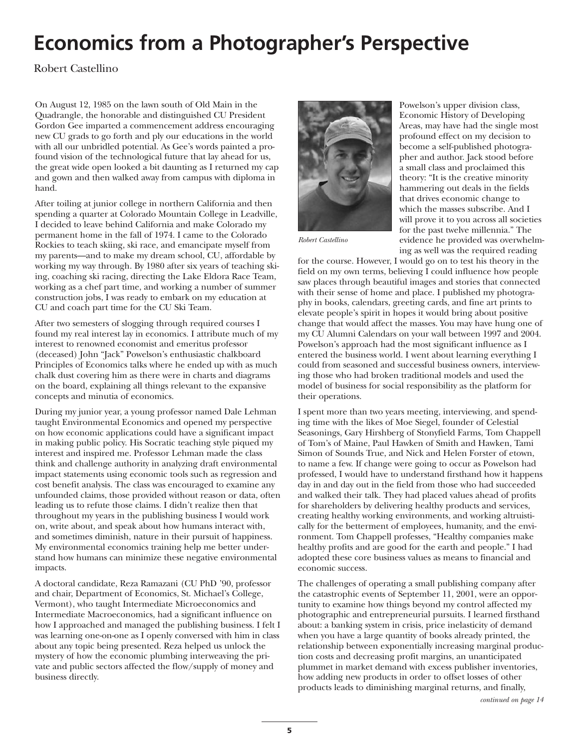# Economics from a Photographer's Perspective

Robert Castellino

On August 12, 1985 on the lawn south of Old Main in the Quadrangle, the honorable and distinguished CU President Gordon Gee imparted a commencement address encouraging new CU grads to go forth and ply our educations in the world with all our unbridled potential. As Gee's words painted a profound vision of the technological future that lay ahead for us, the great wide open looked a bit daunting as I returned my cap and gown and then walked away from campus with diploma in hand.

After toiling at junior college in northern California and then spending a quarter at Colorado Mountain College in Leadville, I decided to leave behind California and make Colorado my permanent home in the fall of 1974. I came to the Colorado Rockies to teach skiing, ski race, and emancipate myself from my parents—and to make my dream school, CU, affordable by working my way through. By 1980 after six years of teaching skiing, coaching ski racing, directing the Lake Eldora Race Team, working as a chef part time, and working a number of summer construction jobs, I was ready to embark on my education at CU and coach part time for the CU Ski Team.

After two semesters of slogging through required courses I found my real interest lay in economics. I attribute much of my interest to renowned economist and emeritus professor (deceased) John "Jack" Powelson's enthusiastic chalkboard Principles of Economics talks where he ended up with as much chalk dust covering him as there were in charts and diagrams on the board, explaining all things relevant to the expansive concepts and minutia of economics.

During my junior year, a young professor named Dale Lehman taught Environmental Economics and opened my perspective on how economic applications could have a significant impact in making public policy. His Socratic teaching style piqued my interest and inspired me. Professor Lehman made the class think and challenge authority in analyzing draft environmental impact statements using economic tools such as regression and cost benefit analysis. The class was encouraged to examine any unfounded claims, those provided without reason or data, often leading us to refute those claims. I didn't realize then that throughout my years in the publishing business I would work on, write about, and speak about how humans interact with, and sometimes diminish, nature in their pursuit of happiness. My environmental economics training help me better understand how humans can minimize these negative environmental impacts.

A doctoral candidate, Reza Ramazani (CU PhD '90, professor and chair, Department of Economics, St. Michael's College, Vermont), who taught Intermediate Microeconomics and Intermediate Macroeconomics, had a significant influence on how I approached and managed the publishing business. I felt I was learning one-on-one as I openly conversed with him in class about any topic being presented. Reza helped us unlock the mystery of how the economic plumbing interweaving the private and public sectors affected the flow/supply of money and business directly.

*Robert Castellino*

Powelson's upper division class, Economic History of Developing Areas, may have had the single most profound effect on my decision to become a self-published photographer and author. Jack stood before a small class and proclaimed this theory: "It is the creative minority hammering out deals in the fields that drives economic change to which the masses subscribe. And I will prove it to you across all societies for the past twelve millennia." The evidence he provided was overwhelming as well was the required reading for the course. However, I would go on to test his theory in the field on my own terms, believing I could influence how people saw places through beautiful images and stories that connected with their sense of home and place. I published my photography in books, calendars, greeting cards, and fine art prints to elevate people's spirit in hopes it would bring about positive change that would affect the masses. You may have hung one of my CU Alumni Calendars on your wall between 1997 and 2004. Powelson's approach had the most significant influence as I entered the business world. I went about learning everything I could from seasoned and successful business owners, interviewing those who had broken traditional models and used the model of business for social responsibility as the platform for their operations.

I spent more than two years meeting, interviewing, and spending time with the likes of Moe Siegel, founder of Celestial Seasonings, Gary Hirshberg of Stonyfield Farms, Tom Chappell of Tom's of Maine, Paul Hawken of Smith and Hawken, Tami Simon of Sounds True, and Nick and Helen Forster of etown, to name a few. If change were going to occur as Powelson had professed, I would have to understand firsthand how it happens day in and day out in the field from those who had succeeded and walked their talk. They had placed values ahead of profits for shareholders by delivering healthy products and services, creating healthy working environments, and working altruistically for the betterment of employees, humanity, and the environment. Tom Chappell professes, "Healthy companies make healthy profits and are good for the earth and people." I had adopted these core business values as means to financial and economic success.

The challenges of operating a small publishing company after the catastrophic events of September 11, 2001, were an opportunity to examine how things beyond my control affected my photographic and entrepreneurial pursuits. I learned firsthand about: a banking system in crisis, price inelasticity of demand when you have a large quantity of books already printed, the relationship between exponentially increasing marginal production costs and decreasing profit margins, an unanticipated plummet in market demand with excess publisher inventories, how adding new products in order to offset losses of other products leads to diminishing marginal returns, and finally,

*continued on page 14*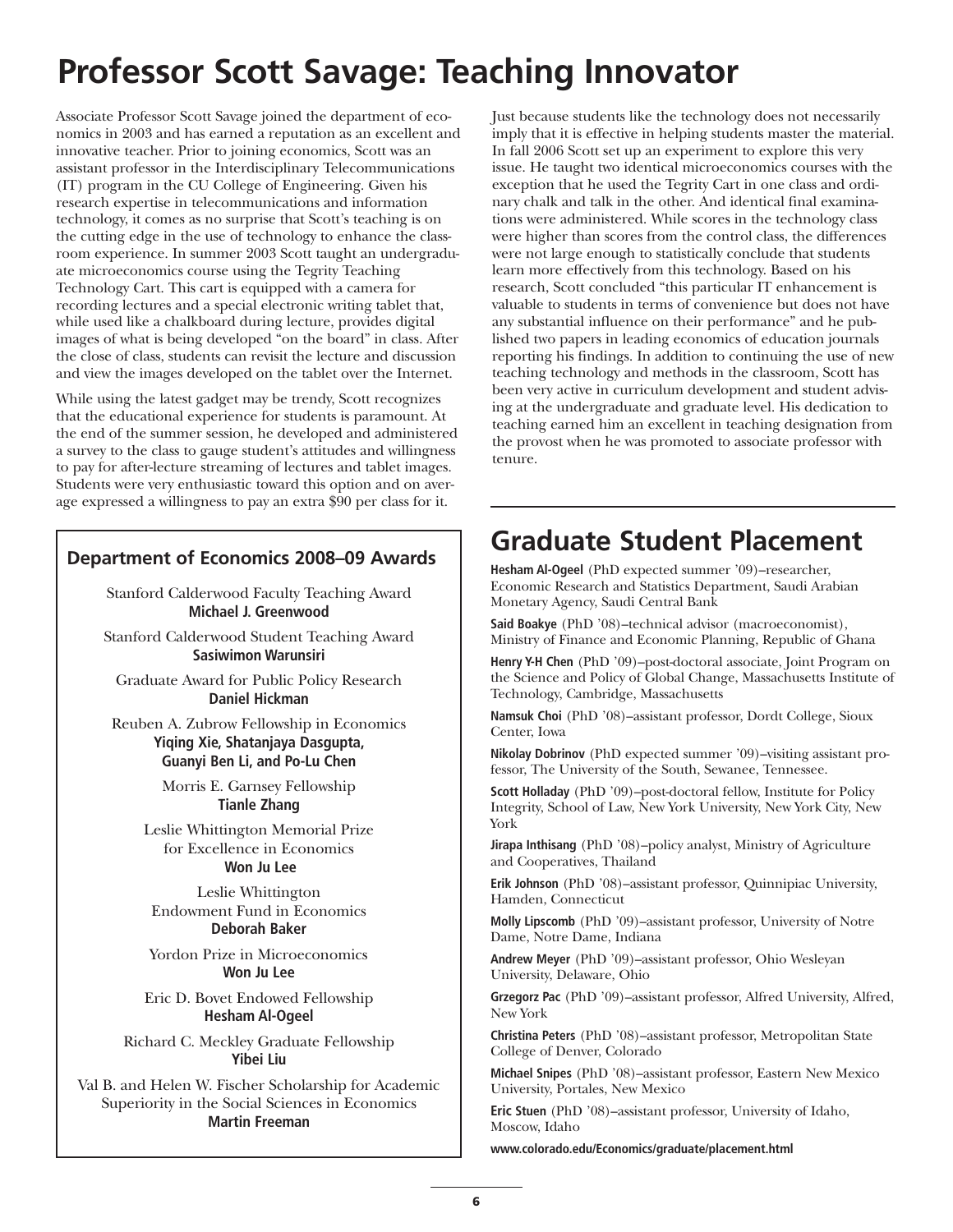# Professor Scott Savage: Teaching Innovator

Associate Professor Scott Savage joined the department of economics in 2003 and has earned a reputation as an excellent and innovative teacher. Prior to joining economics, Scott was an assistant professor in the Interdisciplinary Telecommunications (IT) program in the CU College of Engineering. Given his research expertise in telecommunications and information technology, it comes as no surprise that Scott's teaching is on the cutting edge in the use of technology to enhance the classroom experience. In summer 2003 Scott taught an undergraduate microeconomics course using the Tegrity Teaching Technology Cart. This cart is equipped with a camera for recording lectures and a special electronic writing tablet that, while used like a chalkboard during lecture, provides digital images of what is being developed "on the board" in class. After the close of class, students can revisit the lecture and discussion and view the images developed on the tablet over the Internet.

While using the latest gadget may be trendy, Scott recognizes that the educational experience for students is paramount. At the end of the summer session, he developed and administered a survey to the class to gauge student's attitudes and willingness to pay for after-lecture streaming of lectures and tablet images. Students were very enthusiastic toward this option and on average expressed a willingness to pay an extra $90 per class for it.

Just because students like the technology does not necessarily imply that it is effective in helping students master the material. In fall 2006 Scott set up an experiment to explore this very issue. He taught two identical microeconomics courses with the exception that he used the Tegrity Cart in one class and ordinary chalk and talk in the other. And identical final examinations were administered. While scores in the technology class were higher than scores from the control class, the differences were not large enough to statistically conclude that students learn more effectively from this technology. Based on his research, Scott concluded "this particular IT enhancement is valuable to students in terms of convenience but does not have any substantial influence on their performance" and he published two papers in leading economics of education journals reporting his findings. In addition to continuing the use of new teaching technology and methods in the classroom, Scott has been very active in curriculum development and student advising at the undergraduate and graduate level. His dedication to teaching earned him an excellent in teaching designation from the provost when he was promoted to associate professor with tenure.

## Department of Economics 2008–09 Awards

Stanford Calderwood Faculty Teaching Award
**Michael J. Greenwood**

Stanford Calderwood Student Teaching Award
**Sasiwimon Warunsiri**

Graduate Award for Public Policy Research
**Daniel Hickman**

Reuben A. Zubrow Fellowship in Economics
**Yiqing Xie, Shatanjaya Dasgupta, Guanyi Ben Li, and Po-Lu Chen**

Morris E. Garnsey Fellowship
**Tianle Zhang**

Leslie Whittington Memorial Prize for Excellence in Economics
**Won Ju Lee**

Leslie Whittington Endowment Fund in Economics
**Deborah Baker**

Yordon Prize in Microeconomics
**Won Ju Lee**

Eric D. Bovet Endowed Fellowship
**Hesham Al-Ogeel**

Richard C. Meckley Graduate Fellowship
**Yibei Liu**

Val B. and Helen W. Fischer Scholarship for Academic Superiority in the Social Sciences in Economics
**Martin Freeman**

# Graduate Student Placement

**Hesham Al-Ogeel** (PhD expected summer '09)–researcher, Economic Research and Statistics Department, Saudi Arabian Monetary Agency, Saudi Central Bank

**Said Boakye** (PhD '08)–technical advisor (macroeconomist), Ministry of Finance and Economic Planning, Republic of Ghana

**Henry Y-H Chen** (PhD '09)–post-doctoral associate, Joint Program on the Science and Policy of Global Change, Massachusetts Institute of Technology, Cambridge, Massachusetts

**Namsuk Choi** (PhD '08)–assistant professor, Dordt College, Sioux Center, Iowa

**Nikolay Dobrinov** (PhD expected summer '09)–visiting assistant professor, The University of the South, Sewanee, Tennessee.

**Scott Holladay** (PhD '09)–post-doctoral fellow, Institute for Policy Integrity, School of Law, New York University, New York City, New York

**Jirapa Inthisang** (PhD '08)–policy analyst, Ministry of Agriculture and Cooperatives, Thailand

**Erik Johnson** (PhD '08)–assistant professor, Quinnipiac University, Hamden, Connecticut

**Molly Lipscomb** (PhD '09)–assistant professor, University of Notre Dame, Notre Dame, Indiana

**Andrew Meyer** (PhD '09)–assistant professor, Ohio Wesleyan University, Delaware, Ohio

**Grzegorz Pac** (PhD '09)–assistant professor, Alfred University, Alfred, New York

**Christina Peters** (PhD '08)–assistant professor, Metropolitan State College of Denver, Colorado

**Michael Snipes** (PhD '08)–assistant professor, Eastern New Mexico University, Portales, New Mexico

**Eric Stuen** (PhD '08)–assistant professor, University of Idaho, Moscow, Idaho

**www.colorado.edu/Economics/graduate/placement.html**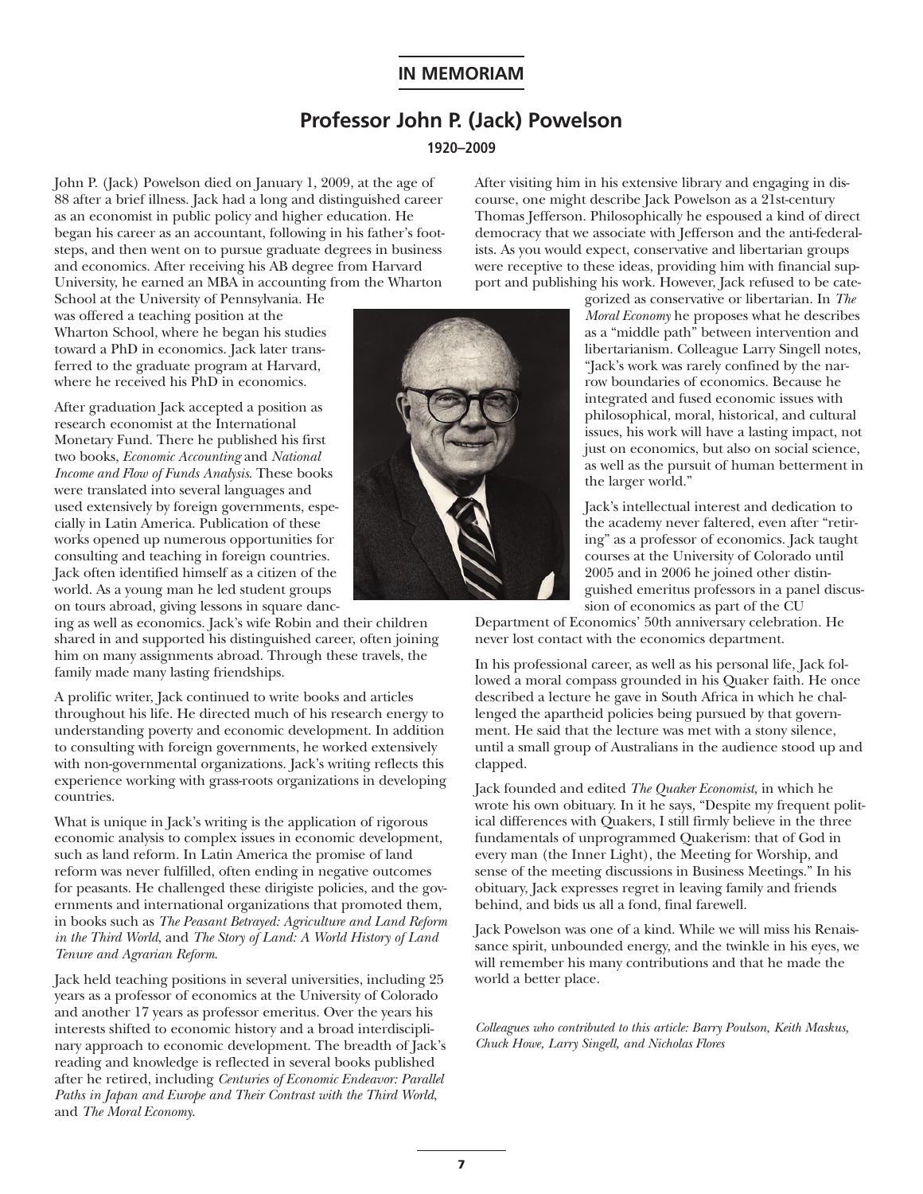## IN MEMORIAM

# Professor John P. (Jack) Powelson

**1920–2009**

John P. (Jack) Powelson died on January 1, 2009, at the age of 88 after a brief illness. Jack had a long and distinguished career as an economist in public policy and higher education. He began his career as an accountant, following in his father's footsteps, and then went on to pursue graduate degrees in business and economics. After receiving his AB degree from Harvard University, he earned an MBA in accounting from the Wharton School at the University of Pennsylvania. He was offered a teaching position at the Wharton School, where he began his studies toward a PhD in economics. Jack later transferred to the graduate program at Harvard, where he received his PhD in economics.

After graduation Jack accepted a position as research economist at the International Monetary Fund. There he published his first two books, *Economic Accounting* and *National Income and Flow of Funds Analysis*. These books were translated into several languages and used extensively by foreign governments, especially in Latin America. Publication of these works opened up numerous opportunities for consulting and teaching in foreign countries. Jack often identified himself as a citizen of the world. As a young man he led student groups on tours abroad, giving lessons in square dancing as well as economics. Jack's wife Robin and their children shared in and supported his distinguished career, often joining him on many assignments abroad. Through these travels, the family made many lasting friendships.

A prolific writer, Jack continued to write books and articles throughout his life. He directed much of his research energy to understanding poverty and economic development. In addition to consulting with foreign governments, he worked extensively with non-governmental organizations. Jack's writing reflects this experience working with grass-roots organizations in developing countries.

What is unique in Jack's writing is the application of rigorous economic analysis to complex issues in economic development, such as land reform. In Latin America the promise of land reform was never fulfilled, often ending in negative outcomes for peasants. He challenged these dirigiste policies, and the governments and international organizations that promoted them, in books such as *The Peasant Betrayed: Agriculture and Land Reform in the Third World*, and *The Story of Land: A World History of Land Tenure and Agrarian Reform*.

Jack held teaching positions in several universities, including 25 years as a professor of economics at the University of Colorado and another 17 years as professor emeritus. Over the years his interests shifted to economic history and a broad interdisciplinary approach to economic development. The breadth of Jack's reading and knowledge is reflected in several books published after he retired, including *Centuries of Economic Endeavor: Parallel Paths in Japan and Europe and Their Contrast with the Third World*, and *The Moral Economy*.

After visiting him in his extensive library and engaging in discourse, one might describe Jack Powelson as a 21st-century Thomas Jefferson. Philosophically he espoused a kind of direct democracy that we associate with Jefferson and the anti-federalists. As you would expect, conservative and libertarian groups were receptive to these ideas, providing him with financial support and publishing his work. However, Jack refused to be categorized as conservative or libertarian. In *The Moral Economy* he proposes what he describes as a "middle path" between intervention and libertarianism. Colleague Larry Singell notes, "Jack's work was rarely confined by the narrow boundaries of economics. Because he integrated and fused economic issues with philosophical, moral, historical, and cultural issues, his work will have a lasting impact, not just on economics, but also on social science, as well as the pursuit of human betterment in the larger world."

Jack's intellectual interest and dedication to the academy never faltered, even after "retiring" as a professor of economics. Jack taught courses at the University of Colorado until 2005 and in 2006 he joined other distinguished emeritus professors in a panel discussion of economics as part of the CU Department of Economics' 50th anniversary celebration. He never lost contact with the economics department.

In his professional career, as well as his personal life, Jack followed a moral compass grounded in his Quaker faith. He once described a lecture he gave in South Africa in which he challenged the apartheid policies being pursued by that government. He said that the lecture was met with a stony silence, until a small group of Australians in the audience stood up and clapped.

Jack founded and edited *The Quaker Economist*, in which he wrote his own obituary. In it he says, "Despite my frequent political differences with Quakers, I still firmly believe in the three fundamentals of unprogrammed Quakerism: that of God in every man (the Inner Light), the Meeting for Worship, and sense of the meeting discussions in Business Meetings." In his obituary, Jack expresses regret in leaving family and friends behind, and bids us all a fond, final farewell.

Jack Powelson was one of a kind. While we will miss his Renaissance spirit, unbounded energy, and the twinkle in his eyes, we will remember his many contributions and that he made the world a better place.

*Colleagues who contributed to this article: Barry Poulson, Keith Maskus, Chuck Howe, Larry Singell, and Nicholas Flores*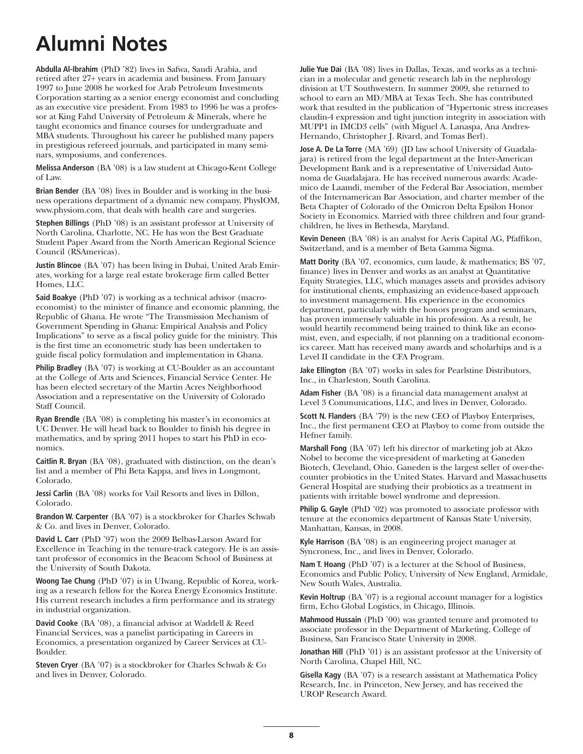# Alumni Notes

**Abdulla Al-Ibrahim** (PhD '82) lives in Safwa, Saudi Arabia, and retired after 27+ years in academia and business. From January 1997 to June 2008 he worked for Arab Petroleum Investments Corporation starting as a senior energy economist and concluding as an executive vice president. From 1983 to 1996 he was a professor at King Fahd University of Petroleum & Minerals, where he taught economics and finance courses for undergraduate and MBA students. Throughout his career he published many papers in prestigious refereed journals, and participated in many seminars, symposiums, and conferences.

**Melissa Anderson** (BA '08) is a law student at Chicago-Kent College of Law.

**Brian Bender** (BA '08) lives in Boulder and is working in the business operations department of a dynamic new company, PhysIOM, www.physiom.com, that deals with health care and surgeries.

**Stephen Billings** (PhD '08) is an assistant professor at University of North Carolina, Charlotte, NC. He has won the Best Graduate Student Paper Award from the North American Regional Science Council (RSAmericas).

**Justin Blincoe** (BA '07) has been living in Dubai, United Arab Emirates, working for a large real estate brokerage firm called Better Homes, LLC.

**Said Boakye** (PhD '07) is working as a technical advisor (macroeconomist) to the minister of finance and economic planning, the Republic of Ghana. He wrote "The Transmission Mechanism of Government Spending in Ghana: Empirical Analysis and Policy Implications" to serve as a fiscal policy guide for the ministry. This is the first time an econometric study has been undertaken to guide fiscal policy formulation and implementation in Ghana.

**Philip Bradley** (BA '07) is working at CU-Boulder as an accountant at the College of Arts and Sciences, Financial Service Center. He has been elected secretary of the Martin Acres Neighborhood Association and a representative on the University of Colorado Staff Council.

**Ryan Brendle** (BA '08) is completing his master's in economics at UC Denver. He will head back to Boulder to finish his degree in mathematics, and by spring 2011 hopes to start his PhD in economics.

**Caitlin R. Bryan** (BA '08), graduated with distinction, on the dean's list and a member of Phi Beta Kappa, and lives in Longmont, Colorado.

**Jessi Carlin** (BA '08) works for Vail Resorts and lives in Dillon, Colorado.

**Brandon W. Carpenter** (BA '07) is a stockbroker for Charles Schwab & Co. and lives in Denver, Colorado.

**David L. Carr** (PhD '97) won the 2009 Belbas-Larson Award for Excellence in Teaching in the tenure-track category. He is an assistant professor of economics in the Beacom School of Business at the University of South Dakota.

**Woong Tae Chung** (PhD '07) is in UIwang, Republic of Korea, working as a research fellow for the Korea Energy Economics Institute. His current research includes a firm performance and its strategy in industrial organization.

**David Cooke** (BA '08), a financial advisor at Waddell & Reed Financial Services, was a panelist participating in Careers in Economics, a presentation organized by Career Services at CU-Boulder.

**Steven Cryer** (BA '07) is a stockbroker for Charles Schwab & Co and lives in Denver, Colorado.

**Julie Yue Dai** (BA '08) lives in Dallas, Texas, and works as a technician in a molecular and genetic research lab in the nephrology division at UT Southwestern. In summer 2009, she returned to school to earn an MD/MBA at Texas Tech. She has contributed work that resulted in the publication of "Hypertonic stress increases claudin-4 expression and tight junction integrity in association with MUPP1 in IMCD3 cells" (with Miguel A. Lanaspa, Ana Andres-Hernando, Christopher J. Rivard, and Tomas Berl).

**Jose A. De La Torre** (MA '69) (JD law school University of Guadalajara) is retired from the legal department at the Inter-American Development Bank and is a representative of Universidad Autonoma de Guadalajara. He has received numerous awards: Academico de Laamdi, member of the Federal Bar Association, member of the Internamerican Bar Association, and charter member of the Beta Chapter of Colorado of the Omicron Delta Epsilon Honor Society in Economics. Married with three children and four grandchildren, he lives in Bethesda, Maryland.

**Kevin Deneen** (BA '08) is an analyst for Aeris Capital AG, Pfaffikon, Switzerland, and is a member of Beta Gamma Sigma.

**Matt Dority** (BA '07, economics, cum laude, & mathematics; BS '07, finance) lives in Denver and works as an analyst at Quantitative Equity Strategies, LLC, which manages assets and provides advisory for institutional clients, emphasizing an evidence-based approach to investment management. His experience in the economics department, particularly with the honors program and seminars, has proven immensely valuable in his profession. As a result, he would heartily recommend being trained to think like an economist, even, and especially, if not planning on a traditional economics career. Matt has received many awards and scholarhips and is a Level II candidate in the CFA Program.

**Jake Ellington** (BA '07) works in sales for Pearlstine Distributors, Inc., in Charleston, South Carolina.

**Adam Fisher** (BA '08) is a financial data management analyst at Level 3 Communications, LLC, and lives in Denver, Colorado.

**Scott N. Flanders** (BA '79) is the new CEO of Playboy Enterprises, Inc., the first permanent CEO at Playboy to come from outside the Hefner family.

**Marshall Fong** (BA '07) left his director of marketing job at Akzo Nobel to become the vice-president of marketing at Ganeden Biotech, Cleveland, Ohio. Ganeden is the largest seller of over-the-counter probiotics in the United States. Harvard and Massachusetts General Hospital are studying their probiotics as a treatment in patients with irritable bowel syndrome and depression.

**Philip G. Gayle** (PhD '02) was promoted to associate professor with tenure at the economics department of Kansas State University, Manhattan, Kansas, in 2008.

**Kyle Harrison** (BA '08) is an engineering project manager at Syncroness, Inc., and lives in Denver, Colorado.

**Nam T. Hoang** (PhD '07) is a lecturer at the School of Business, Economics and Public Policy, University of New England, Armidale, New South Wales, Australia.

**Kevin Holtrup** (BA '07) is a regional account manager for a logistics firm, Echo Global Logistics, in Chicago, Illinois.

**Mahmood Hussain** (PhD '00) was granted tenure and promoted to associate professor in the Department of Marketing, College of Business, San Francisco State University in 2008.

**Jonathan Hill** (PhD '01) is an assistant professor at the University of North Carolina, Chapel Hill, NC.

**Gisella Kagy** (BA '07) is a research assistant at Mathematica Policy Research, Inc. in Princeton, New Jersey, and has received the UROP Research Award.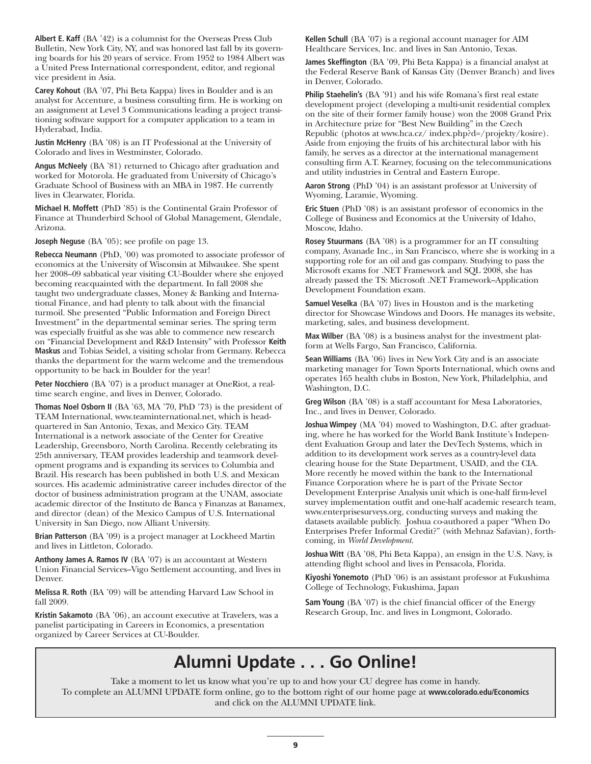**Albert E. Kaff** (BA '42) is a columnist for the Overseas Press Club Bulletin, New York City, NY, and was honored last fall by its governing boards for his 20 years of service. From 1952 to 1984 Albert was a United Press International correspondent, editor, and regional vice president in Asia.

**Carey Kohout** (BA '07, Phi Beta Kappa) lives in Boulder and is an analyst for Accenture, a business consulting firm. He is working on an assignment at Level 3 Communications leading a project transitioning software support for a computer application to a team in Hyderabad, India.

**Justin McHenry** (BA '08) is an IT Professional at the University of Colorado and lives in Westminster, Colorado.

**Angus McNeely** (BA '81) returned to Chicago after graduation and worked for Motorola. He graduated from University of Chicago's Graduate School of Business with an MBA in 1987. He currently lives in Clearwater, Florida.

**Michael H. Moffett** (PhD '85) is the Continental Grain Professor of Finance at Thunderbird School of Global Management, Glendale, Arizona.

**Joseph Neguse** (BA '05); see profile on page 13.

**Rebecca Neumann** (PhD, '00) was promoted to associate professor of economics at the University of Wisconsin at Milwaukee. She spent her 2008–09 sabbatical year visiting CU-Boulder where she enjoyed becoming reacquainted with the department. In fall 2008 she taught two undergraduate classes, Money & Banking and International Finance, and had plenty to talk about with the financial turmoil. She presented "Public Information and Foreign Direct Investment" in the departmental seminar series. The spring term was especially fruitful as she was able to commence new research on "Financial Development and R&D Intensity" with Professor **Keith Maskus** and Tobias Seidel, a visiting scholar from Germany. Rebecca thanks the department for the warm welcome and the tremendous opportunity to be back in Boulder for the year!

**Peter Nocchiero** (BA '07) is a product manager at OneRiot, a real-time search engine, and lives in Denver, Colorado.

**Thomas Noel Osborn II** (BA '63, MA '70, PhD '73) is the president of TEAM International, www.teaminternational.net, which is headquartered in San Antonio, Texas, and Mexico City. TEAM International is a network associate of the Center for Creative Leadership, Greensboro, North Carolina. Recently celebrating its 25th anniversary, TEAM provides leadership and teamwork development programs and is expanding its services to Columbia and Brazil. His research has been published in both U.S. and Mexican sources. His academic administrative career includes director of the doctor of business administration program at the UNAM, associate academic director of the Instituto de Banca y Finanzas at Banamex, and director (dean) of the Mexico Campus of U.S. International University in San Diego, now Alliant University.

**Brian Patterson** (BA '09) is a project manager at Lockheed Martin and lives in Littleton, Colorado.

**Anthony James A. Ramos IV** (BA '07) is an accountant at Western Union Financial Services–Vigo Settlement accounting, and lives in Denver.

**Melissa R. Roth** (BA '09) will be attending Harvard Law School in fall 2009.

**Kristin Sakamoto** (BA '06), an account executive at Travelers, was a panelist participating in Careers in Economics, a presentation organized by Career Services at CU-Boulder.

**Kellen Schull** (BA '07) is a regional account manager for AIM Healthcare Services, Inc. and lives in San Antonio, Texas.

**James Skeffington** (BA '09, Phi Beta Kappa) is a financial analyst at the Federal Reserve Bank of Kansas City (Denver Branch) and lives in Denver, Colorado.

**Philip Staehelin's** (BA '91) and his wife Romana's first real estate development project (developing a multi-unit residential complex on the site of their former family house) won the 2008 Grand Prix in Architecture prize for "Best New Building" in the Czech Republic (photos at www.hca.cz/ index.php?d=/projekty/kosire). Aside from enjoying the fruits of his architectural labor with his family, he serves as a director at the international management consulting firm A.T. Kearney, focusing on the telecommunications and utility industries in Central and Eastern Europe.

**Aaron Strong** (PhD '04) is an assistant professor at University of Wyoming, Laramie, Wyoming.

**Eric Stuen** (PhD '08) is an assistant professor of economics in the College of Business and Economics at the University of Idaho, Moscow, Idaho.

**Rosey Stuurmans** (BA '08) is a programmer for an IT consulting company, Avanade Inc., in San Francisco, where she is working in a supporting role for an oil and gas company. Studying to pass the Microsoft exams for .NET Framework and SQL 2008, she has already passed the TS: Microsoft .NET Framework–Application Development Foundation exam.

**Samuel Veselka** (BA '07) lives in Houston and is the marketing director for Showcase Windows and Doors. He manages its website, marketing, sales, and business development.

**Max Wilber** (BA '08) is a business analyst for the investment platform at Wells Fargo, San Francisco, California.

**Sean Williams** (BA '06) lives in New York City and is an associate marketing manager for Town Sports International, which owns and operates 165 health clubs in Boston, New York, Philadelphia, and Washington, D.C.

**Greg Wilson** (BA '08) is a staff accountant for Mesa Laboratories, Inc., and lives in Denver, Colorado.

**Joshua Wimpey** (MA '04) moved to Washington, D.C. after graduating, where he has worked for the World Bank Institute's Independent Evaluation Group and later the DevTech Systems, which in addition to its development work serves as a country-level data clearing house for the State Department, USAID, and the CIA. More recently he moved within the bank to the International Finance Corporation where he is part of the Private Sector Development Enterprise Analysis unit which is one-half firm-level survey implementation outfit and one-half academic research team, www.enterprisesurveys.org, conducting surveys and making the datasets available publicly. Joshua co-authored a paper "When Do Enterprises Prefer Informal Credit?" (with Mehnaz Safavian), forthcoming, in *World Development*.

**Joshua Witt** (BA '08, Phi Beta Kappa), an ensign in the U.S. Navy, is attending flight school and lives in Pensacola, Florida.

**Kiyoshi Yonemoto** (PhD '06) is an assistant professor at Fukushima College of Technology, Fukushima, Japan

**Sam Young** (BA '07) is the chief financial officer of the Energy Research Group, Inc. and lives in Longmont, Colorado.

## Alumni Update . . . Go Online!

Take a moment to let us know what you're up to and how your CU degree has come in handy.
To complete an ALUMNI UPDATE form online, go to the bottom right of our home page at **www.colorado.edu/Economics** and click on the ALUMNI UPDATE link.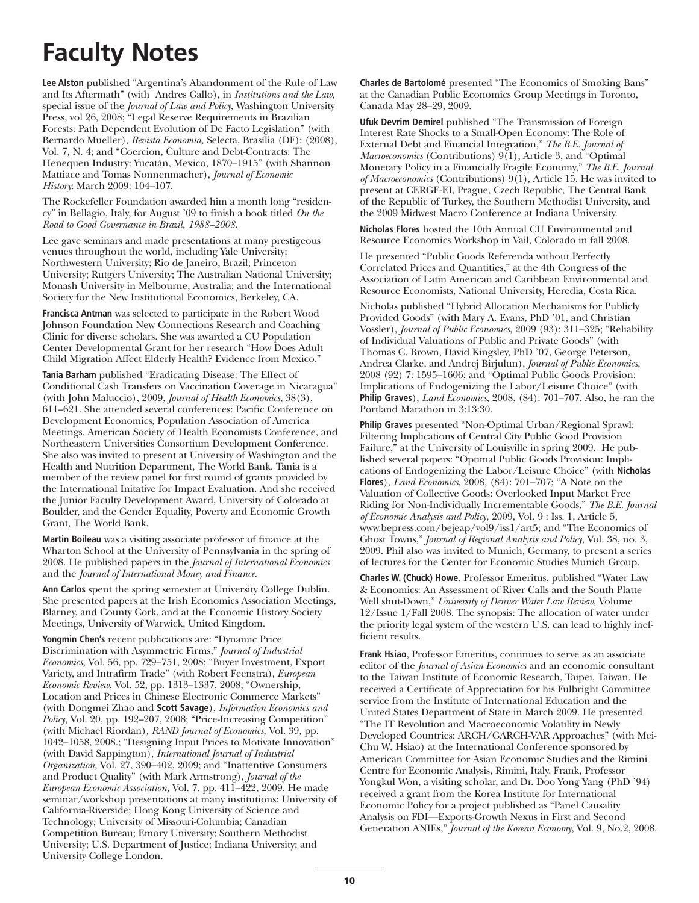# Faculty Notes

**Lee Alston** published "Argentina's Abandonment of the Rule of Law and Its Aftermath" (with Andres Gallo), in *Institutions and the Law,* special issue of the *Journal of Law and Policy*, Washington University Press, vol 26, 2008; "Legal Reserve Requirements in Brazilian Forests: Path Dependent Evolution of De Facto Legislation" (with Bernardo Mueller), *Revista Economia,* Selecta, Brasília (DF): (2008), Vol. 7, N. 4; and "Coercion, Culture and Debt-Contracts: The Henequen Industry: Yucatán, Mexico, 1870–1915" (with Shannon Mattiace and Tomas Nonnenmacher), *Journal of Economic History*: March 2009: 104–107.

The Rockefeller Foundation awarded him a month long "residency" in Bellagio, Italy, for August '09 to finish a book titled *On the Road to Good Governance in Brazil, 1988–2008.*

Lee gave seminars and made presentations at many prestigeous venues throughout the world, including Yale University; Northwestern University; Rio de Janeiro, Brazil; Princeton University; Rutgers University; The Australian National University; Monash University in Melbourne, Australia; and the International Society for the New Institutional Economics, Berkeley, CA.

**Francisca Antman** was selected to participate in the Robert Wood Johnson Foundation New Connections Research and Coaching Clinic for diverse scholars. She was awarded a CU Population Center Developmental Grant for her research "How Does Adult Child Migration Affect Elderly Health? Evidence from Mexico."

**Tania Barham** published "Eradicating Disease: The Effect of Conditional Cash Transfers on Vaccination Coverage in Nicaragua" (with John Maluccio), 2009, *Journal of Health Economics*, 38(3), 611–621. She attended several conferences: Pacific Conference on Development Economics, Population Association of America Meetings, American Society of Health Economists Conference, and Northeastern Universities Consortium Development Conference. She also was invited to present at University of Washington and the Health and Nutrition Department, The World Bank. Tania is a member of the review panel for first round of grants provided by the International Initative for Impact Evaluation. And she received the Junior Faculty Development Award, University of Colorado at Boulder, and the Gender Equality, Poverty and Economic Growth Grant, The World Bank.

**Martin Boileau** was a visiting associate professor of finance at the Wharton School at the University of Pennsylvania in the spring of 2008. He published papers in the *Journal of International Economics* and the *Journal of International Money and Finance*.

**Ann Carlos** spent the spring semester at University College Dublin. She presented papers at the Irish Economics Association Meetings, Blarney, and County Cork, and at the Economic History Society Meetings, University of Warwick, United Kingdom.

**Yongmin Chen's** recent publications are: "Dynamic Price Discrimination with Asymmetric Firms," *Journal of Industrial Economics*, Vol. 56, pp. 729–751, 2008; "Buyer Investment, Export Variety, and Intrafirm Trade" (with Robert Feenstra), *European Economic Review*, Vol. 52, pp. 1313–1337, 2008; "Ownership, Location and Prices in Chinese Electronic Commerce Markets" (with Dongmei Zhao and **Scott Savage**), *Information Economics and Policy*, Vol. 20, pp. 192–207, 2008; "Price-Increasing Competition" (with Michael Riordan), *RAND Journal of Economics*, Vol. 39, pp. 1042–1058, 2008.; "Designing Input Prices to Motivate Innovation" (with David Sappington), *International Journal of Industrial Organization*, Vol. 27, 390–402, 2009; and "Inattentive Consumers and Product Quality" (with Mark Armstrong), *Journal of the European Economic Association*, Vol. 7, pp. 411–422, 2009. He made seminar/workshop presentations at many institutions: University of California-Riverside; Hong Kong University of Science and Technology; University of Missouri-Columbia; Canadian Competition Bureau; Emory University; Southern Methodist University; U.S. Department of Justice; Indiana University; and University College London.

**Charles de Bartolomé** presented "The Economics of Smoking Bans" at the Canadian Public Economics Group Meetings in Toronto, Canada May 28–29, 2009.

**Ufuk Devrim Demirel** published "The Transmission of Foreign Interest Rate Shocks to a Small-Open Economy: The Role of External Debt and Financial Integration," *The B.E. Journal of Macroeconomics* (Contributions) 9(1), Article 3, and "Optimal Monetary Policy in a Financially Fragile Economy," *The B.E. Journal of Macroeconomics* (Contributions) 9(1), Article 15. He was invited to present at CERGE-EI, Prague, Czech Republic, The Central Bank of the Republic of Turkey, the Southern Methodist University, and the 2009 Midwest Macro Conference at Indiana University.

**Nicholas Flores** hosted the 10th Annual CU Environmental and Resource Economics Workshop in Vail, Colorado in fall 2008.

He presented "Public Goods Referenda without Perfectly Correlated Prices and Quantities," at the 4th Congress of the Association of Latin American and Caribbean Environmental and Resource Economists, National University, Heredia, Costa Rica.

Nicholas published "Hybrid Allocation Mechanisms for Publicly Provided Goods" (with Mary A. Evans, PhD '01, and Christian Vossler), *Journal of Public Economics*, 2009 (93): 311–325; "Reliability of Individual Valuations of Public and Private Goods" (with Thomas C. Brown, David Kingsley, PhD '07, George Peterson, Andrea Clarke, and Andrej Birjulun), *Journal of Public Economics*, 2008 (92) 7: 1595–1606; and "Optimal Public Goods Provision: Implications of Endogenizing the Labor/Leisure Choice" (with **Philip Graves**), *Land Economics*, 2008, (84): 701–707. Also, he ran the Portland Marathon in 3:13:30.

**Philip Graves** presented "Non-Optimal Urban/Regional Sprawl: Filtering Implications of Central City Public Good Provision Failure," at the University of Louisville in spring 2009. He published several papers: "Optimal Public Goods Provision: Implications of Endogenizing the Labor/Leisure Choice" (with **Nicholas Flores**), *Land Economics*, 2008, (84): 701–707; "A Note on the Valuation of Collective Goods: Overlooked Input Market Free Riding for Non-Individually Incrementable Goods," *The B.E. Journal of Economic Analysis and Policy*, 2009, Vol. 9 : Iss. 1, Article 5, www.bepress.com/bejeap/vol9/iss1/art5; and "The Economics of Ghost Towns," *Journal of Regional Analysis and Policy*, Vol. 38, no. 3, 2009. Phil also was invited to Munich, Germany, to present a series of lectures for the Center for Economic Studies Munich Group.

**Charles W. (Chuck) Howe**, Professor Emeritus, published "Water Law & Economics: An Assessment of River Calls and the South Platte Well shut-Down," *University of Denver Water Law Review*, Volume 12/Issue 1/Fall 2008. The synopsis: The allocation of water under the priority legal system of the western U.S. can lead to highly inefficient results.

**Frank Hsiao**, Professor Emeritus, continues to serve as an associate editor of the *Journal of Asian Economics* and an economic consultant to the Taiwan Institute of Economic Research, Taipei, Taiwan. He received a Certificate of Appreciation for his Fulbright Committee service from the Institute of International Education and the United States Department of State in March 2009. He presented "The IT Revolution and Macroeconomic Volatility in Newly Developed Countries: ARCH/GARCH-VAR Approaches" (with Mei-Chu W. Hsiao) at the International Conference sponsored by American Committee for Asian Economic Studies and the Rimini Centre for Economic Analysis, Rimini, Italy. Frank, Professor Yongkul Won, a visiting scholar, and Dr. Doo Yong Yang (PhD '94) received a grant from the Korea Institute for International Economic Policy for a project published as "Panel Causality Analysis on FDI—Exports-Growth Nexus in First and Second Generation ANIEs," *Journal of the Korean Economy*, Vol. 9, No.2, 2008.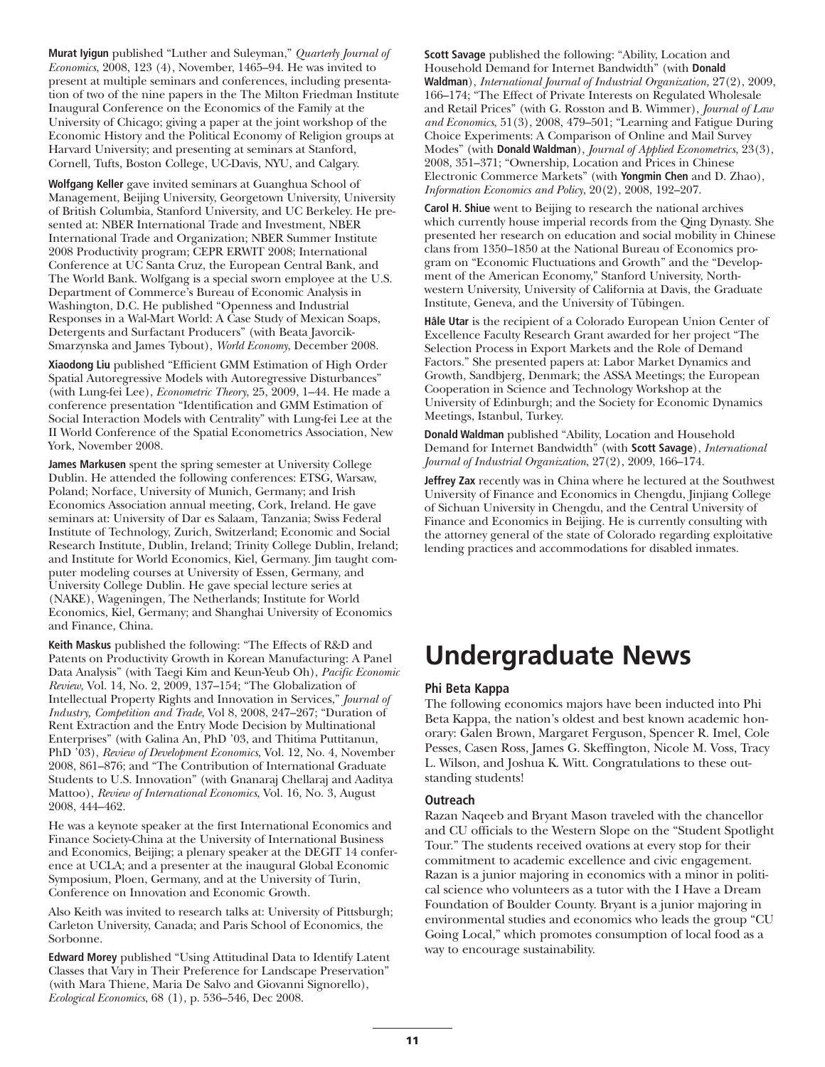**Murat Iyigun** published "Luther and Suleyman," *Quarterly Journal of Economics*, 2008, 123 (4), November, 1465–94. He was invited to present at multiple seminars and conferences, including presentation of two of the nine papers in the The Milton Friedman Institute Inaugural Conference on the Economics of the Family at the University of Chicago; giving a paper at the joint workshop of the Economic History and the Political Economy of Religion groups at Harvard University; and presenting at seminars at Stanford, Cornell, Tufts, Boston College, UC-Davis, NYU, and Calgary.

**Wolfgang Keller** gave invited seminars at Guanghua School of Management, Beijing University, Georgetown University, University of British Columbia, Stanford University, and UC Berkeley. He presented at: NBER International Trade and Investment, NBER International Trade and Organization; NBER Summer Institute 2008 Productivity program; CEPR ERWIT 2008; International Conference at UC Santa Cruz, the European Central Bank, and The World Bank. Wolfgang is a special sworn employee at the U.S. Department of Commerce's Bureau of Economic Analysis in Washington, D.C. He published "Openness and Industrial Responses in a Wal-Mart World: A Case Study of Mexican Soaps, Detergents and Surfactant Producers" (with Beata Javorcik-Smarzynska and James Tybout), *World Economy*, December 2008.

**Xiaodong Liu** published "Efficient GMM Estimation of High Order Spatial Autoregressive Models with Autoregressive Disturbances" (with Lung-fei Lee), *Econometric Theory*, 25, 2009, 1–44. He made a conference presentation "Identification and GMM Estimation of Social Interaction Models with Centrality" with Lung-fei Lee at the II World Conference of the Spatial Econometrics Association, New York, November 2008.

**James Markusen** spent the spring semester at University College Dublin. He attended the following conferences: ETSG, Warsaw, Poland; Norface, University of Munich, Germany; and Irish Economics Association annual meeting, Cork, Ireland. He gave seminars at: University of Dar es Salaam, Tanzania; Swiss Federal Institute of Technology, Zurich, Switzerland; Economic and Social Research Institute, Dublin, Ireland; Trinity College Dublin, Ireland; and Institute for World Economics, Kiel, Germany. Jim taught computer modeling courses at University of Essen, Germany, and University College Dublin. He gave special lecture series at (NAKE), Wageningen, The Netherlands; Institute for World Economics, Kiel, Germany; and Shanghai University of Economics and Finance, China.

**Keith Maskus** published the following: "The Effects of R&D and Patents on Productivity Growth in Korean Manufacturing: A Panel Data Analysis" (with Taegi Kim and Keun-Yeub Oh), *Pacific Economic Review*, Vol. 14, No. 2, 2009, 137–154; "The Globalization of Intellectual Property Rights and Innovation in Services," *Journal of Industry, Competition and Trade*, Vol 8, 2008, 247–267; "Duration of Rent Extraction and the Entry Mode Decision by Multinational Enterprises" (with Galina An, PhD '03, and Thitima Puttitanun, PhD '03), *Review of Development Economics*, Vol. 12, No. 4, November 2008, 861–876; and "The Contribution of International Graduate Students to U.S. Innovation" (with Gnanaraj Chellaraj and Aaditya Mattoo), *Review of International Economics*, Vol. 16, No. 3, August 2008, 444–462.

He was a keynote speaker at the first International Economics and Finance Society-China at the University of International Business and Economics, Beijing; a plenary speaker at the DEGIT 14 conference at UCLA; and a presenter at the inaugural Global Economic Symposium, Ploen, Germany, and at the University of Turin, Conference on Innovation and Economic Growth.

Also Keith was invited to research talks at: University of Pittsburgh; Carleton University, Canada; and Paris School of Economics, the Sorbonne.

**Edward Morey** published "Using Attitudinal Data to Identify Latent Classes that Vary in Their Preference for Landscape Preservation" (with Mara Thiene, Maria De Salvo and Giovanni Signorello), *Ecological Economics*, 68 (1), p. 536–546, Dec 2008.

**Scott Savage** published the following: "Ability, Location and Household Demand for Internet Bandwidth" (with **Donald Waldman**), *International Journal of Industrial Organization*, 27(2), 2009, 166–174; "The Effect of Private Interests on Regulated Wholesale and Retail Prices" (with G. Rosston and B. Wimmer), *Journal of Law and Economics*, 51(3), 2008, 479–501; "Learning and Fatigue During Choice Experiments: A Comparison of Online and Mail Survey Modes" (with **Donald Waldman**), *Journal of Applied Econometrics*, 23(3), 2008, 351–371; "Ownership, Location and Prices in Chinese Electronic Commerce Markets" (with **Yongmin Chen** and D. Zhao), *Information Economics and Policy*, 20(2), 2008, 192–207.

**Carol H. Shiue** went to Beijing to research the national archives which currently house imperial records from the Qing Dynasty. She presented her research on education and social mobility in Chinese clans from 1350–1850 at the National Bureau of Economics program on "Economic Fluctuations and Growth" and the "Development of the American Economy," Stanford University, Northwestern University, University of California at Davis, the Graduate Institute, Geneva, and the University of Tübingen.

**Hâle Utar** is the recipient of a Colorado European Union Center of Excellence Faculty Research Grant awarded for her project "The Selection Process in Export Markets and the Role of Demand Factors." She presented papers at: Labor Market Dynamics and Growth, Sandbjerg, Denmark; the ASSA Meetings; the European Cooperation in Science and Technology Workshop at the University of Edinburgh; and the Society for Economic Dynamics Meetings, Istanbul, Turkey.

**Donald Waldman** published "Ability, Location and Household Demand for Internet Bandwidth" (with **Scott Savage**), *International Journal of Industrial Organization*, 27(2), 2009, 166–174.

**Jeffrey Zax** recently was in China where he lectured at the Southwest University of Finance and Economics in Chengdu, Jinjiang College of Sichuan University in Chengdu, and the Central University of Finance and Economics in Beijing. He is currently consulting with the attorney general of the state of Colorado regarding exploitative lending practices and accommodations for disabled inmates.

# Undergraduate News

### Phi Beta Kappa

The following economics majors have been inducted into Phi Beta Kappa, the nation's oldest and best known academic honorary: Galen Brown, Margaret Ferguson, Spencer R. Imel, Cole Pesses, Casen Ross, James G. Skeffington, Nicole M. Voss, Tracy L. Wilson, and Joshua K. Witt. Congratulations to these outstanding students!

### Outreach

Razan Naqeeb and Bryant Mason traveled with the chancellor and CU officials to the Western Slope on the "Student Spotlight Tour." The students received ovations at every stop for their commitment to academic excellence and civic engagement. Razan is a junior majoring in economics with a minor in political science who volunteers as a tutor with the I Have a Dream Foundation of Boulder County. Bryant is a junior majoring in environmental studies and economics who leads the group "CU Going Local," which promotes consumption of local food as a way to encourage sustainability.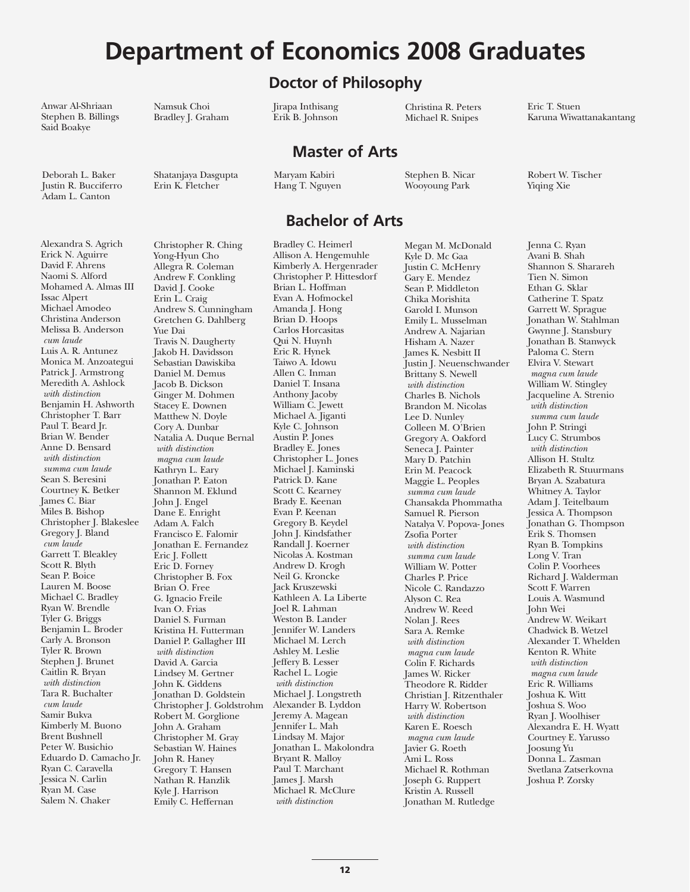# Department of Economics 2008 Graduates

## Doctor of Philosophy

Anwar Al-Shriaan
Stephen B. Billings
Said Boakye
Namsuk Choi
Bradley J. Graham
Jirapa Inthisang
Erik B. Johnson
Christina R. Peters
Michael R. Snipes
Eric T. Stuen
Karuna Wiwattanakantang

## Master of Arts

Deborah L. Baker
Justin R. Bucciferro
Adam L. Canton
Shatanjaya Dasgupta
Erin K. Fletcher
Maryam Kabiri
Hang T. Nguyen
Stephen B. Nicar
Wooyoung Park
Robert W. Tischer
Yiqing Xie

## Bachelor of Arts

Alexandra S. Agrich
Erick N. Aguirre
David F. Ahrens
Naomi S. Alford
Mohamed A. Almas III
Issac Alpert
Michael Amodeo
Christina Anderson
Melissa B. Anderson
*cum laude*
Luis A. R. Antunez
Monica M. Anzoategui
Patrick J. Armstrong
Meredith A. Ashlock
*with distinction*
Benjamin H. Ashworth
Christopher T. Barr
Paul T. Beard Jr.
Brian W. Bender
Anne D. Bensard
*with distinction*
*summa cum laude*
Sean S. Beresini
Courtney K. Betker
James C. Biar
Miles B. Bishop
Christopher J. Blakeslee
Gregory J. Bland
*cum laude*
Garrett T. Bleakley
Scott R. Blyth
Sean P. Boice
Lauren M. Boose
Michael C. Bradley
Ryan W. Brendle
Tyler G. Briggs
Benjamin L. Broder
Carly A. Bronson
Tyler R. Brown
Stephen J. Brunet
Caitlin R. Bryan
*with distinction*
Tara R. Buchalter
*cum laude*
Samir Bukva
Kimberly M. Buono
Brent Bushnell
Peter W. Busichio
Eduardo D. Camacho Jr.
Ryan C. Caravella
Jessica N. Carlin
Ryan M. Case
Salem N. Chaker
Christopher R. Ching
Yong-Hyun Cho
Allegra R. Coleman
Andrew F. Conkling
David J. Cooke
Erin L. Craig
Andrew S. Cunningham
Gretchen G. Dahlberg
Yue Dai
Travis N. Daugherty
Jakob H. Davidsson
Sebastian Dawiskiba
Daniel M. Demus
Jacob B. Dickson
Ginger M. Dohmen
Stacey E. Downen
Matthew N. Doyle
Cory A. Dunbar
Natalia A. Duque Bernal
*with distinction*
*magna cum laude*
Kathryn L. Eary
Jonathan P. Eaton
Shannon M. Eklund
John J. Engel
Dane E. Enright
Adam A. Falch
Francisco E. Falomir
Jonathan E. Fernandez
Eric J. Follett
Eric D. Forney
Christopher B. Fox
Brian O. Free
G. Ignacio Freile
Ivan O. Frias
Daniel S. Furman
Kristina H. Futterman
Daniel P. Gallagher III
*with distinction*
David A. Garcia
Lindsey M. Gertner
John K. Giddens
Jonathan D. Goldstein
Christopher J. Goldstrohm
Robert M. Gorglione
John A. Graham
Christopher M. Gray
Sebastian W. Haines
John R. Haney
Gregory T. Hansen
Nathan R. Hanzlik
Kyle J. Harrison
Emily C. Heffernan
Bradley C. Heimerl
Allison A. Hengemuhle
Kimberly A. Hergenrader
Christopher P. Hittesdorf
Brian L. Hoffman
Evan A. Hofmockel
Amanda J. Hong
Brian D. Hoops
Carlos Horcasitas
Qui N. Huynh
Eric R. Hynek
Taiwo A. Idowu
Allen C. Inman
Daniel T. Insana
Anthony Jacoby
William C. Jewett
Michael A. Jiganti
Kyle C. Johnson
Austin P. Jones
Bradley E. Jones
Christopher L. Jones
Michael J. Kaminski
Patrick D. Kane
Scott C. Kearney
Brady E. Keenan
Evan P. Keenan
Gregory B. Keydel
John J. Kindsfather
Randall J. Koerner
Nicolas A. Kostman
Andrew D. Krogh
Neil G. Kroncke
Jack Kruszewski
Kathleen A. La Liberte
Joel R. Lahman
Weston B. Lander
Jennifer W. Landers
Michael M. Lerch
Ashley M. Leslie
Jeffery B. Lesser
Rachel L. Logie
*with distinction*
Michael J. Longstreth
Alexander B. Lyddon
Jeremy A. Magean
Jennifer L. Mah
Lindsay M. Major
Jonathan L. Makolondra
Bryant R. Malloy
Paul T. Marchant
James J. Marsh
Michael R. McClure
*with distinction*
Megan M. McDonald
Kyle D. Mc Gaa
Justin C. McHenry
Gary E. Mendez
Sean P. Middleton
Chika Morishita
Garold I. Munson
Emily L. Musselman
Andrew A. Najarian
Hisham A. Nazer
James K. Nesbitt II
Justin J. Neuenschwander
Brittany S. Newell
*with distinction*
Charles B. Nichols
Brandon M. Nicolas
Lee D. Nunley
Colleen M. O'Brien
Gregory A. Oakford
Seneca J. Painter
Mary D. Patchin
Erin M. Peacock
Maggie L. Peoples
*summa cum laude*
Chansakda Phommatha
Samuel R. Pierson
Natalya V. Popova- Jones
Zsofia Porter
*with distinction*
*summa cum laude*
William W. Potter
Charles P. Price
Nicole C. Randazzo
Alyson C. Rea
Andrew W. Reed
Nolan J. Rees
Sara A. Remke
*with distinction*
*magna cum laude*
Colin F. Richards
James W. Ricker
Theodore R. Ridder
Christian J. Ritzenthaler
Harry W. Robertson
*with distinction*
Karen E. Roesch
*magna cum laude*
Javier G. Roeth
Ami L. Ross
Michael R. Rothman
Joseph G. Ruppert
Kristin A. Russell
Jonathan M. Rutledge
Jenna C. Ryan
Avani B. Shah
Shannon S. Sharareh
Tien N. Simon
Ethan G. Sklar
Catherine T. Spatz
Garrett W. Sprague
Jonathan W. Stahlman
Gwynne J. Stansbury
Jonathan B. Stanwyck
Paloma C. Stern
Elvira V. Stewart
*magna cum laude*
William W. Stingley
Jacqueline A. Strenio
*with distinction*
*summa cum laude*
John P. Stringi
Lucy C. Strumbos
*with distinction*
Allison H. Stultz
Elizabeth R. Stuurmans
Bryan A. Szabatura
Whitney A. Taylor
Adam J. Teitelbaum
Jessica A. Thompson
Jonathan G. Thompson
Erik S. Thomsen
Ryan B. Tompkins
Long V. Tran
Colin P. Voorhees
Richard J. Walderman
Scott F. Warren
Louis A. Wasmund
John Wei
Andrew W. Weikart
Chadwick B. Wetzel
Alexander T. Whelden
Kenton R. White
*with distinction*
*magna cum laude*
Eric R. Williams
Joshua K. Witt
Joshua S. Woo
Ryan J. Woolhiser
Alexandra E. H. Wyatt
Courtney E. Yarusso
Joosung Yu
Donna L. Zasman
Svetlana Zatserkovna
Joshua P. Zorsky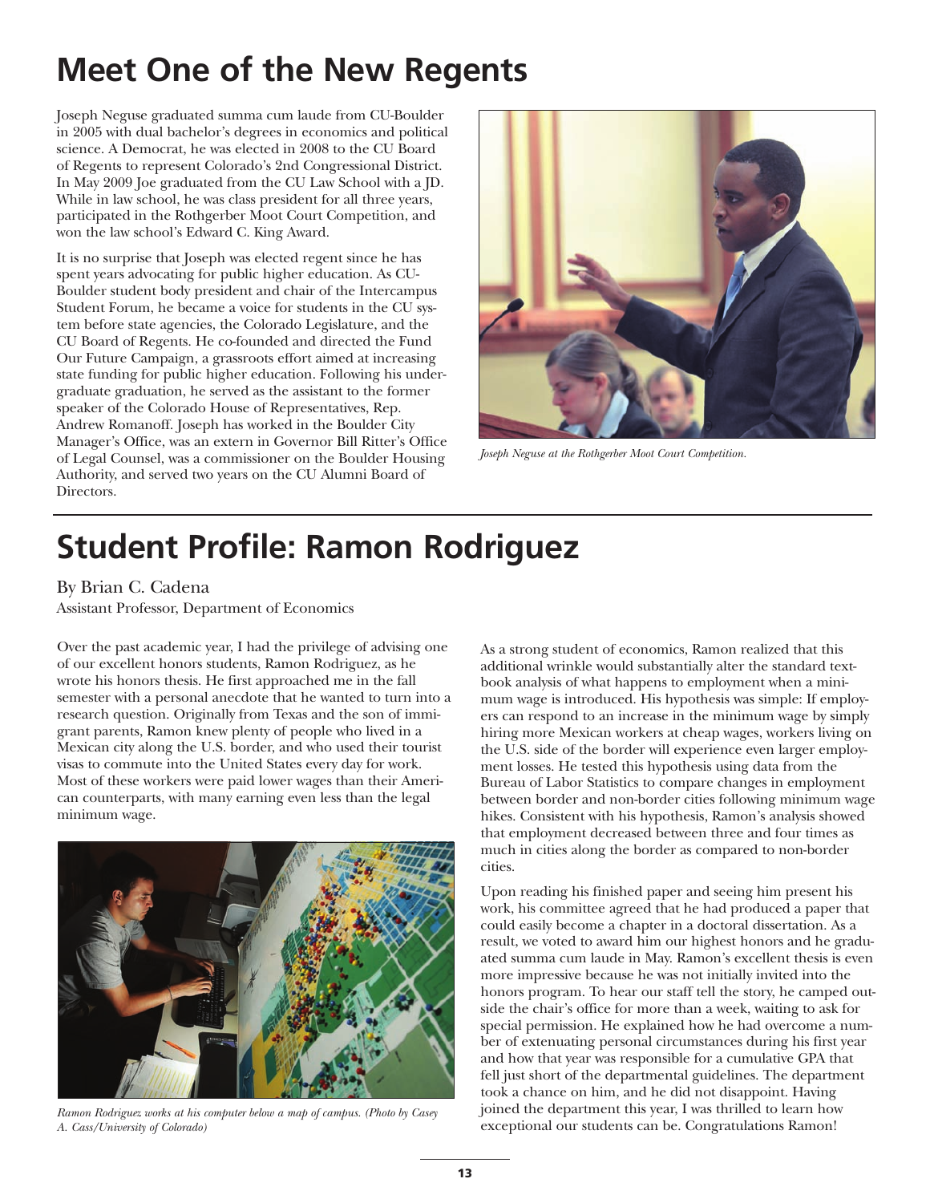# Meet One of the New Regents

Joseph Neguse graduated summa cum laude from CU-Boulder in 2005 with dual bachelor's degrees in economics and political science. A Democrat, he was elected in 2008 to the CU Board of Regents to represent Colorado's 2nd Congressional District. In May 2009 Joe graduated from the CU Law School with a JD. While in law school, he was class president for all three years, participated in the Rothgerber Moot Court Competition, and won the law school's Edward C. King Award.

It is no surprise that Joseph was elected regent since he has spent years advocating for public higher education. As CU-Boulder student body president and chair of the Intercampus Student Forum, he became a voice for students in the CU system before state agencies, the Colorado Legislature, and the CU Board of Regents. He co-founded and directed the Fund Our Future Campaign, a grassroots effort aimed at increasing state funding for public higher education. Following his undergraduate graduation, he served as the assistant to the former speaker of the Colorado House of Representatives, Rep. Andrew Romanoff. Joseph has worked in the Boulder City Manager's Office, was an extern in Governor Bill Ritter's Office of Legal Counsel, was a commissioner on the Boulder Housing Authority, and served two years on the CU Alumni Board of Directors.

*Joseph Neguse at the Rothgerber Moot Court Competition.*

# Student Profile: Ramon Rodriguez

By Brian C. Cadena
Assistant Professor, Department of Economics

Over the past academic year, I had the privilege of advising one of our excellent honors students, Ramon Rodriguez, as he wrote his honors thesis. He first approached me in the fall semester with a personal anecdote that he wanted to turn into a research question. Originally from Texas and the son of immigrant parents, Ramon knew plenty of people who lived in a Mexican city along the U.S. border, and who used their tourist visas to commute into the United States every day for work. Most of these workers were paid lower wages than their American counterparts, with many earning even less than the legal minimum wage.

*Ramon Rodriguez works at his computer below a map of campus. (Photo by Casey A. Cass/University of Colorado)*

As a strong student of economics, Ramon realized that this additional wrinkle would substantially alter the standard textbook analysis of what happens to employment when a minimum wage is introduced. His hypothesis was simple: If employers can respond to an increase in the minimum wage by simply hiring more Mexican workers at cheap wages, workers living on the U.S. side of the border will experience even larger employment losses. He tested this hypothesis using data from the Bureau of Labor Statistics to compare changes in employment between border and non-border cities following minimum wage hikes. Consistent with his hypothesis, Ramon's analysis showed that employment decreased between three and four times as much in cities along the border as compared to non-border cities.

Upon reading his finished paper and seeing him present his work, his committee agreed that he had produced a paper that could easily become a chapter in a doctoral dissertation. As a result, we voted to award him our highest honors and he graduated summa cum laude in May. Ramon's excellent thesis is even more impressive because he was not initially invited into the honors program. To hear our staff tell the story, he camped outside the chair's office for more than a week, waiting to ask for special permission. He explained how he had overcome a number of extenuating personal circumstances during his first year and how that year was responsible for a cumulative GPA that fell just short of the departmental guidelines. The department took a chance on him, and he did not disappoint. Having joined the department this year, I was thrilled to learn how exceptional our students can be. Congratulations Ramon!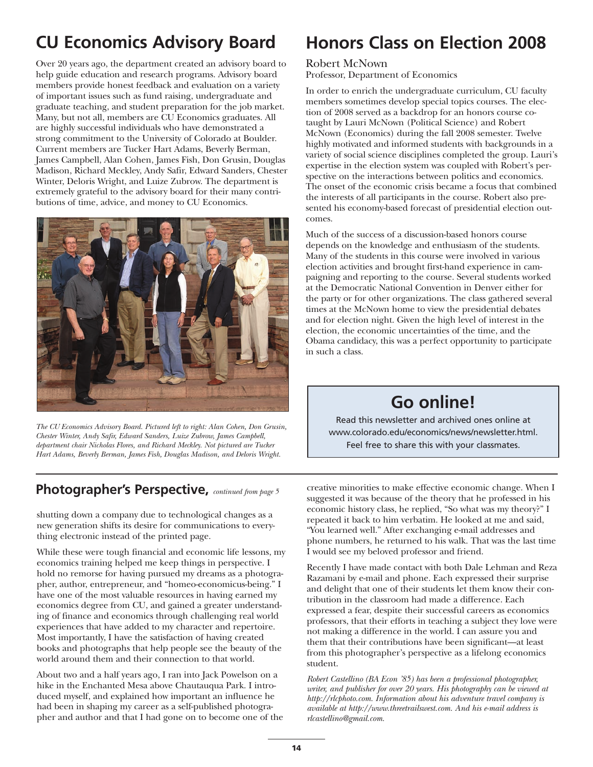## CU Economics Advisory Board

Over 20 years ago, the department created an advisory board to help guide education and research programs. Advisory board members provide honest feedback and evaluation on a variety of important issues such as fund raising, undergraduate and graduate teaching, and student preparation for the job market. Many, but not all, members are CU Economics graduates. All are highly successful individuals who have demonstrated a strong commitment to the University of Colorado at Boulder. Current members are Tucker Hart Adams, Beverly Berman, James Campbell, Alan Cohen, James Fish, Don Grusin, Douglas Madison, Richard Meckley, Andy Safir, Edward Sanders, Chester Winter, Deloris Wright, and Luize Zubrow. The department is extremely grateful to the advisory board for their many contributions of time, advice, and money to CU Economics.

*The CU Economics Advisory Board. Pictured left to right: Alan Cohen, Don Grusin, Chester Winter, Andy Safir, Edward Sanders, Luize Zubrow, James Campbell, department chair Nicholas Flores, and Richard Meckley. Not pictured are Tucker Hart Adams, Beverly Berman, James Fish, Douglas Madison, and Deloris Wright.*

## Honors Class on Election 2008

Robert McNown
Professor, Department of Economics

In order to enrich the undergraduate curriculum, CU faculty members sometimes develop special topics courses. The election of 2008 served as a backdrop for an honors course co-taught by Lauri McNown (Political Science) and Robert McNown (Economics) during the fall 2008 semester. Twelve highly motivated and informed students with backgrounds in a variety of social science disciplines completed the group. Lauri's expertise in the election system was coupled with Robert's perspective on the interactions between politics and economics. The onset of the economic crisis became a focus that combined the interests of all participants in the course. Robert also presented his economy-based forecast of presidential election outcomes.

Much of the success of a discussion-based honors course depends on the knowledge and enthusiasm of the students. Many of the students in this course were involved in various election activities and brought first-hand experience in campaigning and reporting to the course. Several students worked at the Democratic National Convention in Denver either for the party or for other organizations. The class gathered several times at the McNown home to view the presidential debates and for election night. Given the high level of interest in the election, the economic uncertainties of the time, and the Obama candidacy, this was a perfect opportunity to participate in such a class.

### Go online!

Read this newsletter and archived ones online at www.colorado.edu/economics/news/newsletter.html. Feel free to share this with your classmates.

## Photographer's Perspective, *continued from page 5*

shutting down a company due to technological changes as a new generation shifts its desire for communications to everything electronic instead of the printed page.

While these were tough financial and economic life lessons, my economics training helped me keep things in perspective. I hold no remorse for having pursued my dreams as a photographer, author, entrepreneur, and "homeo-economicus-being." I have one of the most valuable resources in having earned my economics degree from CU, and gained a greater understanding of finance and economics through challenging real world experiences that have added to my character and repertoire. Most importantly, I have the satisfaction of having created books and photographs that help people see the beauty of the world around them and their connection to that world.

About two and a half years ago, I ran into Jack Powelson on a hike in the Enchanted Mesa above Chautauqua Park. I introduced myself, and explained how important an influence he had been in shaping my career as a self-published photographer and author and that I had gone on to become one of the creative minorities to make effective economic change. When I suggested it was because of the theory that he professed in his economic history class, he replied, "So what was my theory?" I repeated it back to him verbatim. He looked at me and said, "You learned well." After exchanging e-mail addresses and phone numbers, he returned to his walk. That was the last time I would see my beloved professor and friend.

Recently I have made contact with both Dale Lehman and Reza Razamani by e-mail and phone. Each expressed their surprise and delight that one of their students let them know their contribution in the classroom had made a difference. Each expressed a fear, despite their successful careers as economics professors, that their efforts in teaching a subject they love were not making a difference in the world. I can assure you and them that their contributions have been significant—at least from this photographer's perspective as a lifelong economics student.

*Robert Castellino (BA Econ '85) has been a professional photographer, writer, and publisher for over 20 years. His photography can be viewed at http://rlcphoto.com. Information about his adventure travel company is available at http://www.threetrailswest.com. And his e-mail address is rlcastellino@gmail.com.*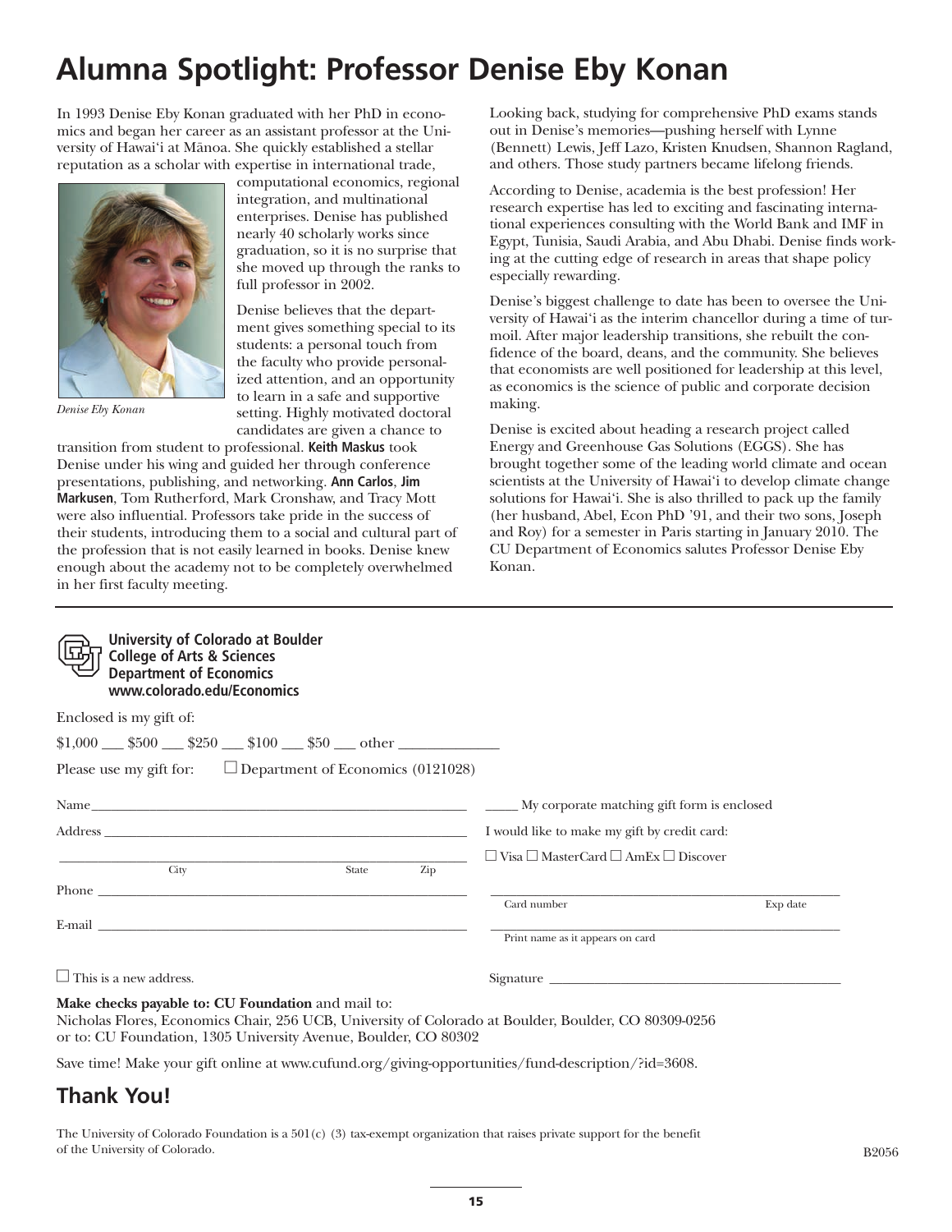# Alumna Spotlight: Professor Denise Eby Konan

In 1993 Denise Eby Konan graduated with her PhD in economics and began her career as an assistant professor at the University of Hawai'i at Mānoa. She quickly established a stellar reputation as a scholar with expertise in international trade, computational economics, regional integration, and multinational enterprises. Denise has published nearly 40 scholarly works since graduation, so it is no surprise that she moved up through the ranks to full professor in 2002.

*Denise Eby Konan*

Denise believes that the department gives something special to its students: a personal touch from the faculty who provide personalized attention, and an opportunity to learn in a safe and supportive setting. Highly motivated doctoral candidates are given a chance to transition from student to professional. **Keith Maskus** took Denise under his wing and guided her through conference presentations, publishing, and networking. **Ann Carlos**, **Jim Markusen**, Tom Rutherford, Mark Cronshaw, and Tracy Mott were also influential. Professors take pride in the success of their students, introducing them to a social and cultural part of the profession that is not easily learned in books. Denise knew enough about the academy not to be completely overwhelmed in her first faculty meeting.

Looking back, studying for comprehensive PhD exams stands out in Denise's memories—pushing herself with Lynne (Bennett) Lewis, Jeff Lazo, Kristen Knudsen, Shannon Ragland, and others. Those study partners became lifelong friends.

According to Denise, academia is the best profession! Her research expertise has led to exciting and fascinating international experiences consulting with the World Bank and IMF in Egypt, Tunisia, Saudi Arabia, and Abu Dhabi. Denise finds working at the cutting edge of research in areas that shape policy especially rewarding.

Denise's biggest challenge to date has been to oversee the University of Hawai'i as the interim chancellor during a time of turmoil. After major leadership transitions, she rebuilt the confidence of the board, deans, and the community. She believes that economists are well positioned for leadership at this level, as economics is the science of public and corporate decision making.

Denise is excited about heading a research project called Energy and Greenhouse Gas Solutions (EGGS). She has brought together some of the leading world climate and ocean scientists at the University of Hawai'i to develop climate change solutions for Hawai'i. She is also thrilled to pack up the family (her husband, Abel, Econ PhD '91, and their two sons, Joseph and Roy) for a semester in Paris starting in January 2010. The CU Department of Economics salutes Professor Denise Eby Konan.

---

**University of Colorado at Boulder**
**College of Arts & Sciences**
**Department of Economics**
**www.colorado.edu/Economics**

Enclosed is my gift of:

$1,000 ___ $500 ___ $250 ___ $100 ___ $50 ___ other _____________

Please use my gift for: ☐ Department of Economics (0121028)

Name_______________________________________________

Address _____________________________________________

_____________________________________________________
City State Zip

Phone ______________________________________________

E-mail ______________________________________________

☐ This is a new address.

_____ My corporate matching gift form is enclosed

I would like to make my gift by credit card:

☐ Visa ☐ MasterCard ☐ AmEx ☐ Discover

_____________________________________________________
Card number Exp date

_____________________________________________________
Print name as it appears on card

Signature ___________________________________________

**Make checks payable to: CU Foundation** and mail to:
Nicholas Flores, Economics Chair, 256 UCB, University of Colorado at Boulder, Boulder, CO 80309-0256
or to: CU Foundation, 1305 University Avenue, Boulder, CO 80302

Save time! Make your gift online at www.cufund.org/giving-opportunities/fund-description/?id=3608.

## Thank You!

The University of Colorado Foundation is a 501(c) (3) tax-exempt organization that raises private support for the benefit of the University of Colorado.

B2056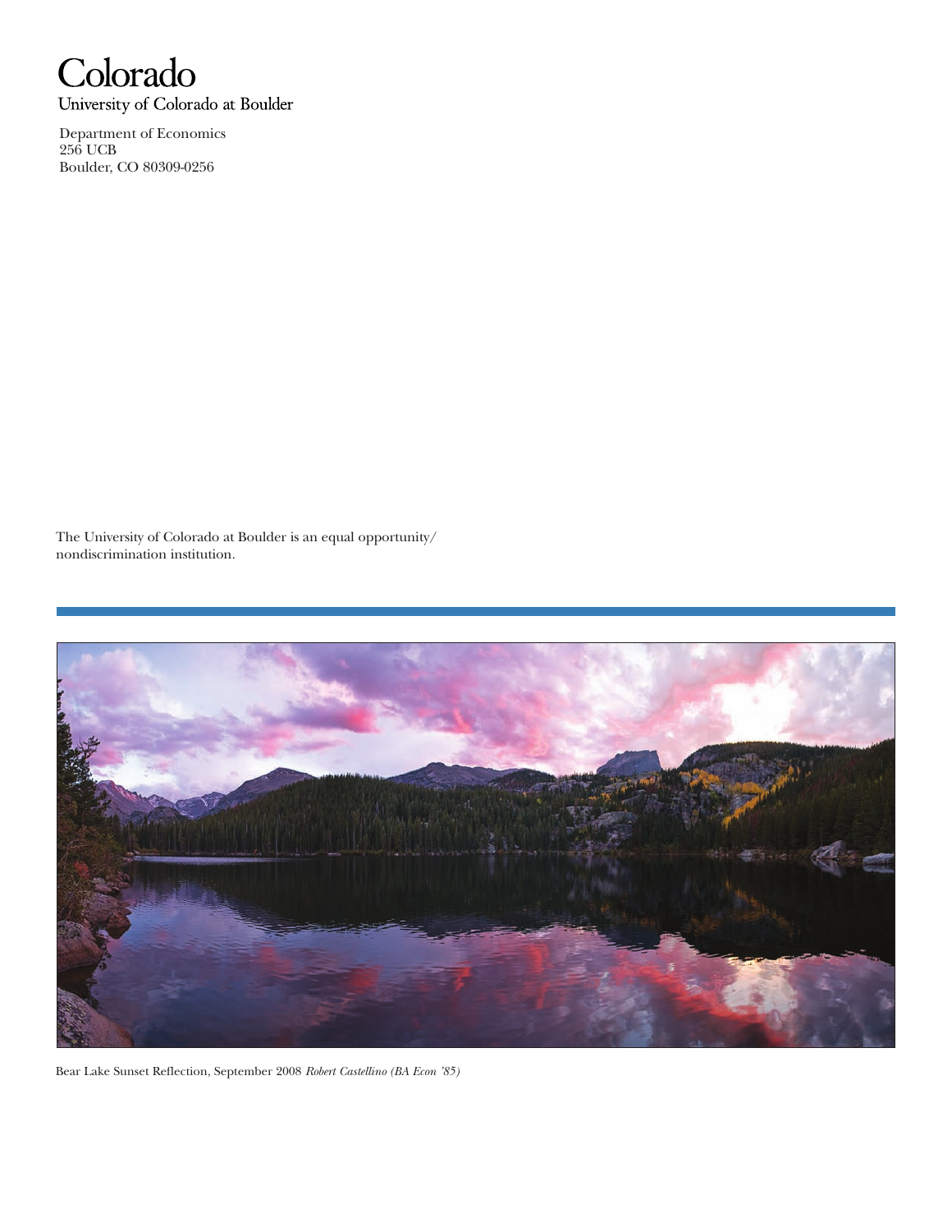Colorado

University of Colorado at Boulder

Department of Economics
256 UCB
Boulder, CO 80309-0256

The University of Colorado at Boulder is an equal opportunity/
nondiscrimination institution.

Bear Lake Sunset Reflection, September 2008 *Robert Castellino (BA Econ '85)*